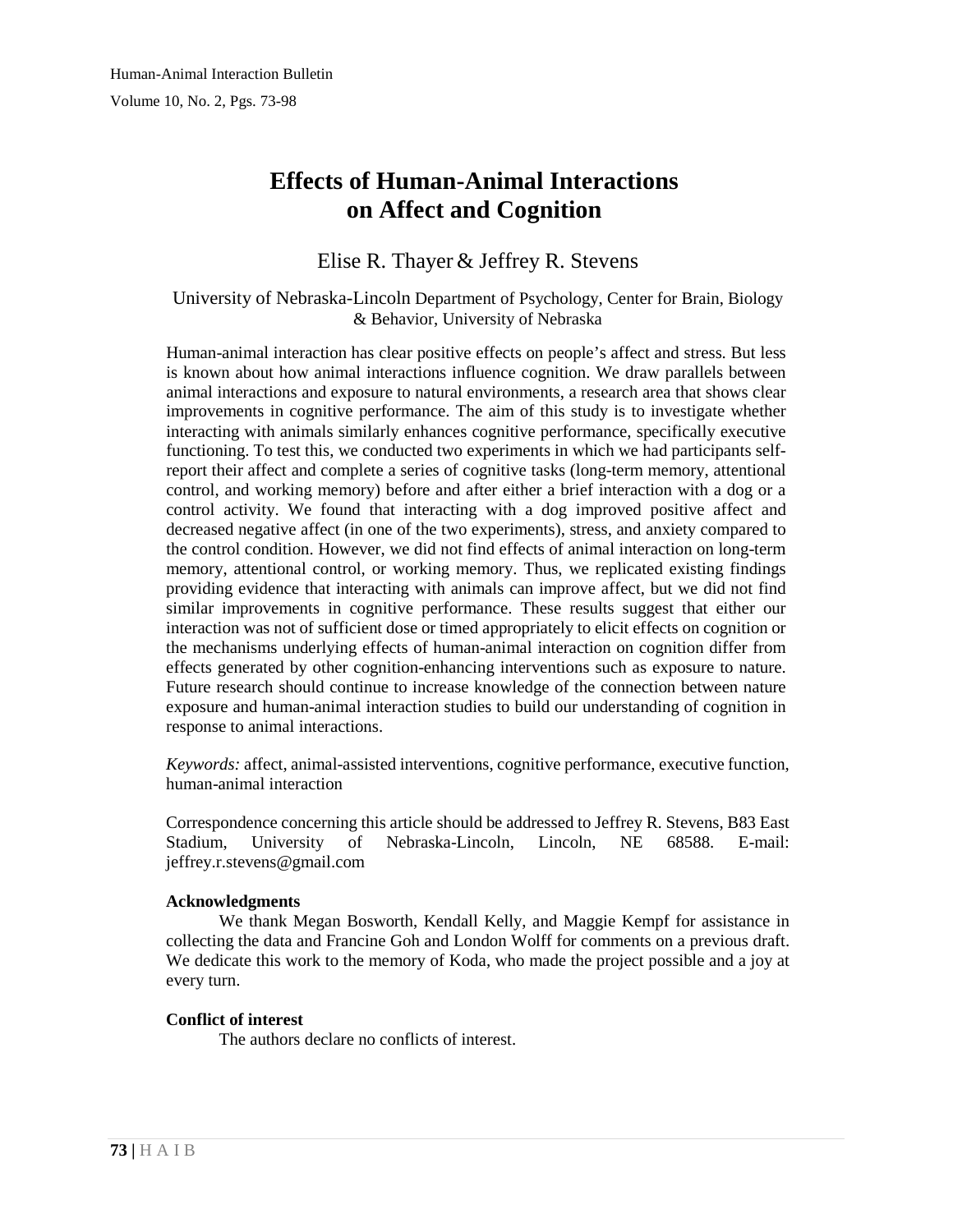# Effects of Human-Animal Interactions on Affect and Cognition

Elise R. Thayer & Jeffrey R. Stevens

University of Nebraska-Lincoln Department of Psychology, Center for Brain, Biology & Behavior, University of Nebraska

Human-animal interaction has clear positive effects on people's affect and stress. But less is known about how animal interactions influence cognition. We draw parallels between animal interactions and exposure to natural environments, a research area that shows clear improvements in cognitive performance. The aim of this study is to investigate whether interacting with animals similarly enhances cognitive performance, specifically executive functioning. To test this, we conducted two experiments in which we had participants self-report their affect and complete a series of cognitive tasks (long-term memory, attentional control, and working memory) before and after either a brief interaction with a dog or a control activity. We found that interacting with a dog improved positive affect and decreased negative affect (in one of the two experiments), stress, and anxiety compared to the control condition. However, we did not find effects of animal interaction on long-term memory, attentional control, or working memory. Thus, we replicated existing findings providing evidence that interacting with animals can improve affect, but we did not find similar improvements in cognitive performance. These results suggest that either our interaction was not of sufficient dose or timed appropriately to elicit effects on cognition or the mechanisms underlying effects of human-animal interaction on cognition differ from effects generated by other cognition-enhancing interventions such as exposure to nature. Future research should continue to increase knowledge of the connection between nature exposure and human-animal interaction studies to build our understanding of cognition in response to animal interactions.

*Keywords:* affect, animal-assisted interventions, cognitive performance, executive function, human-animal interaction

Correspondence concerning this article should be addressed to Jeffrey R. Stevens, B83 East Stadium, University of Nebraska-Lincoln, Lincoln, NE 68588. E-mail: jeffrey.r.stevens@gmail.com

**Acknowledgments**

We thank Megan Bosworth, Kendall Kelly, and Maggie Kempf for assistance in collecting the data and Francine Goh and London Wolff for comments on a previous draft. We dedicate this work to the memory of Koda, who made the project possible and a joy at every turn.

**Conflict of interest**

The authors declare no conflicts of interest.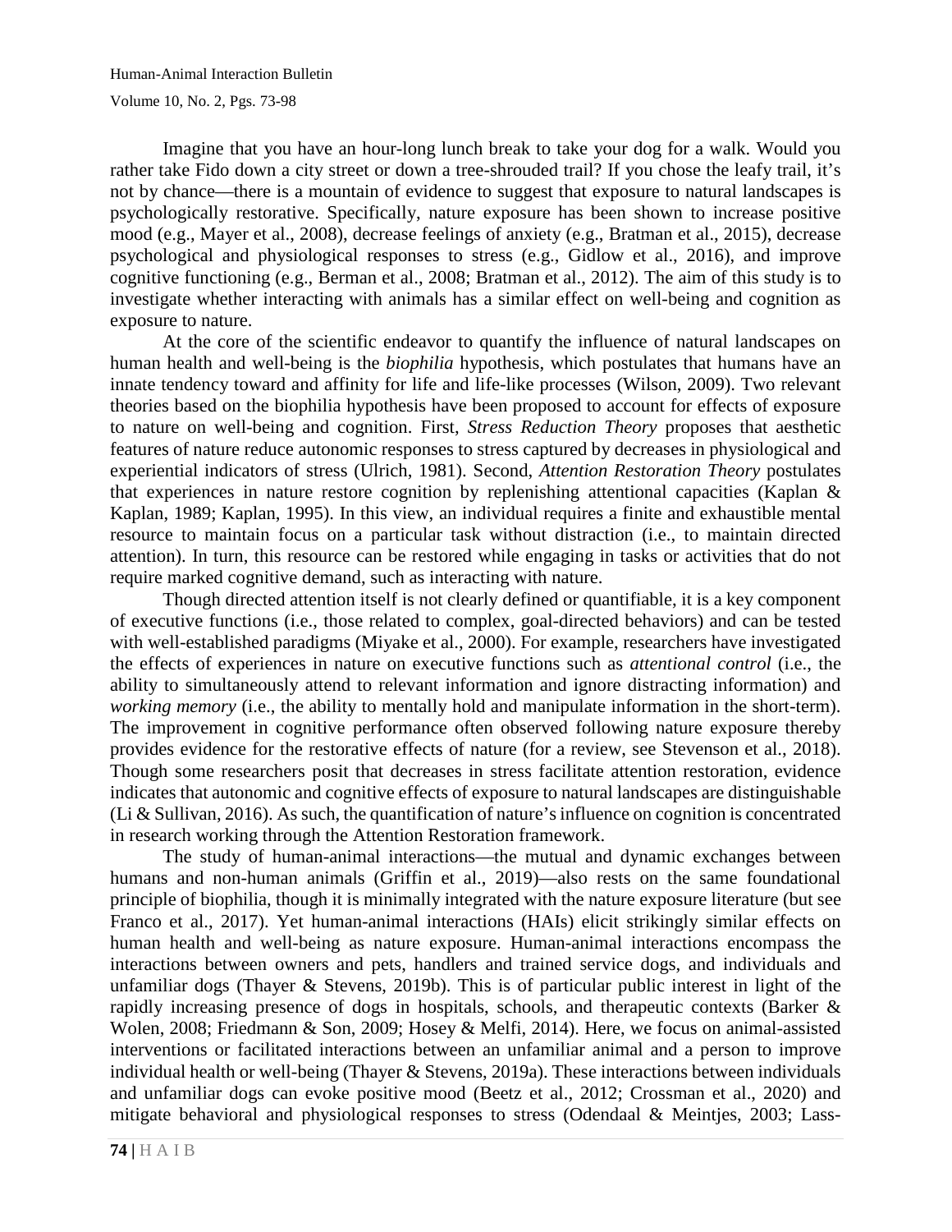Imagine that you have an hour-long lunch break to take your dog for a walk. Would you rather take Fido down a city street or down a tree-shrouded trail? If you chose the leafy trail, it's not by chance—there is a mountain of evidence to suggest that exposure to natural landscapes is psychologically restorative. Specifically, nature exposure has been shown to increase positive mood (e.g., Mayer et al., 2008), decrease feelings of anxiety (e.g., Bratman et al., 2015), decrease psychological and physiological responses to stress (e.g., Gidlow et al., 2016), and improve cognitive functioning (e.g., Berman et al., 2008; Bratman et al., 2012). The aim of this study is to investigate whether interacting with animals has a similar effect on well-being and cognition as exposure to nature.

At the core of the scientific endeavor to quantify the influence of natural landscapes on human health and well-being is the *biophilia* hypothesis, which postulates that humans have an innate tendency toward and affinity for life and life-like processes (Wilson, 2009). Two relevant theories based on the biophilia hypothesis have been proposed to account for effects of exposure to nature on well-being and cognition. First, *Stress Reduction Theory* proposes that aesthetic features of nature reduce autonomic responses to stress captured by decreases in physiological and experiential indicators of stress (Ulrich, 1981). Second, *Attention Restoration Theory* postulates that experiences in nature restore cognition by replenishing attentional capacities (Kaplan & Kaplan, 1989; Kaplan, 1995). In this view, an individual requires a finite and exhaustible mental resource to maintain focus on a particular task without distraction (i.e., to maintain directed attention). In turn, this resource can be restored while engaging in tasks or activities that do not require marked cognitive demand, such as interacting with nature.

Though directed attention itself is not clearly defined or quantifiable, it is a key component of executive functions (i.e., those related to complex, goal-directed behaviors) and can be tested with well-established paradigms (Miyake et al., 2000). For example, researchers have investigated the effects of experiences in nature on executive functions such as *attentional control* (i.e., the ability to simultaneously attend to relevant information and ignore distracting information) and *working memory* (i.e., the ability to mentally hold and manipulate information in the short-term). The improvement in cognitive performance often observed following nature exposure thereby provides evidence for the restorative effects of nature (for a review, see Stevenson et al., 2018). Though some researchers posit that decreases in stress facilitate attention restoration, evidence indicates that autonomic and cognitive effects of exposure to natural landscapes are distinguishable (Li & Sullivan, 2016). As such, the quantification of nature's influence on cognition is concentrated in research working through the Attention Restoration framework.

The study of human-animal interactions—the mutual and dynamic exchanges between humans and non-human animals (Griffin et al., 2019)—also rests on the same foundational principle of biophilia, though it is minimally integrated with the nature exposure literature (but see Franco et al., 2017). Yet human-animal interactions (HAIs) elicit strikingly similar effects on human health and well-being as nature exposure. Human-animal interactions encompass the interactions between owners and pets, handlers and trained service dogs, and individuals and unfamiliar dogs (Thayer & Stevens, 2019b). This is of particular public interest in light of the rapidly increasing presence of dogs in hospitals, schools, and therapeutic contexts (Barker & Wolen, 2008; Friedmann & Son, 2009; Hosey & Melfi, 2014). Here, we focus on animal-assisted interventions or facilitated interactions between an unfamiliar animal and a person to improve individual health or well-being (Thayer & Stevens, 2019a). These interactions between individuals and unfamiliar dogs can evoke positive mood (Beetz et al., 2012; Crossman et al., 2020) and mitigate behavioral and physiological responses to stress (Odendaal & Meintjes, 2003; Lass-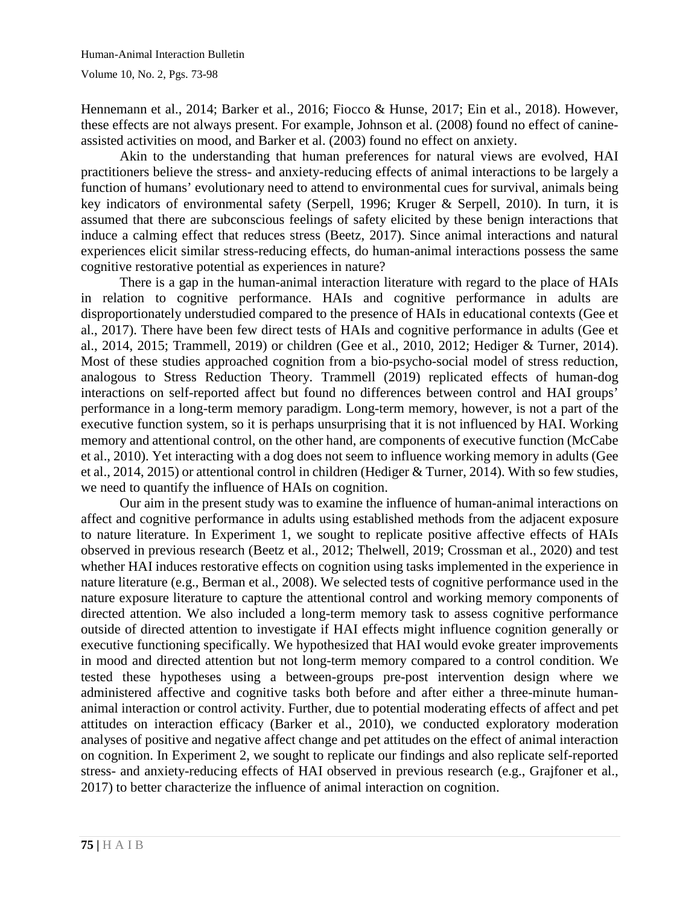Hennemann et al., 2014; Barker et al., 2016; Fiocco & Hunse, 2017; Ein et al., 2018). However, these effects are not always present. For example, Johnson et al. (2008) found no effect of canine-assisted activities on mood, and Barker et al. (2003) found no effect on anxiety.

Akin to the understanding that human preferences for natural views are evolved, HAI practitioners believe the stress- and anxiety-reducing effects of animal interactions to be largely a function of humans' evolutionary need to attend to environmental cues for survival, animals being key indicators of environmental safety (Serpell, 1996; Kruger & Serpell, 2010). In turn, it is assumed that there are subconscious feelings of safety elicited by these benign interactions that induce a calming effect that reduces stress (Beetz, 2017). Since animal interactions and natural experiences elicit similar stress-reducing effects, do human-animal interactions possess the same cognitive restorative potential as experiences in nature?

There is a gap in the human-animal interaction literature with regard to the place of HAIs in relation to cognitive performance. HAIs and cognitive performance in adults are disproportionately understudied compared to the presence of HAIs in educational contexts (Gee et al., 2017). There have been few direct tests of HAIs and cognitive performance in adults (Gee et al., 2014, 2015; Trammell, 2019) or children (Gee et al., 2010, 2012; Hediger & Turner, 2014). Most of these studies approached cognition from a bio-psycho-social model of stress reduction, analogous to Stress Reduction Theory. Trammell (2019) replicated effects of human-dog interactions on self-reported affect but found no differences between control and HAI groups' performance in a long-term memory paradigm. Long-term memory, however, is not a part of the executive function system, so it is perhaps unsurprising that it is not influenced by HAI. Working memory and attentional control, on the other hand, are components of executive function (McCabe et al., 2010). Yet interacting with a dog does not seem to influence working memory in adults (Gee et al., 2014, 2015) or attentional control in children (Hediger & Turner, 2014). With so few studies, we need to quantify the influence of HAIs on cognition.

Our aim in the present study was to examine the influence of human-animal interactions on affect and cognitive performance in adults using established methods from the adjacent exposure to nature literature. In Experiment 1, we sought to replicate positive affective effects of HAIs observed in previous research (Beetz et al., 2012; Thelwell, 2019; Crossman et al., 2020) and test whether HAI induces restorative effects on cognition using tasks implemented in the experience in nature literature (e.g., Berman et al., 2008). We selected tests of cognitive performance used in the nature exposure literature to capture the attentional control and working memory components of directed attention. We also included a long-term memory task to assess cognitive performance outside of directed attention to investigate if HAI effects might influence cognition generally or executive functioning specifically. We hypothesized that HAI would evoke greater improvements in mood and directed attention but not long-term memory compared to a control condition. We tested these hypotheses using a between-groups pre-post intervention design where we administered affective and cognitive tasks both before and after either a three-minute human-animal interaction or control activity. Further, due to potential moderating effects of affect and pet attitudes on interaction efficacy (Barker et al., 2010), we conducted exploratory moderation analyses of positive and negative affect change and pet attitudes on the effect of animal interaction on cognition. In Experiment 2, we sought to replicate our findings and also replicate self-reported stress- and anxiety-reducing effects of HAI observed in previous research (e.g., Grajfoner et al., 2017) to better characterize the influence of animal interaction on cognition.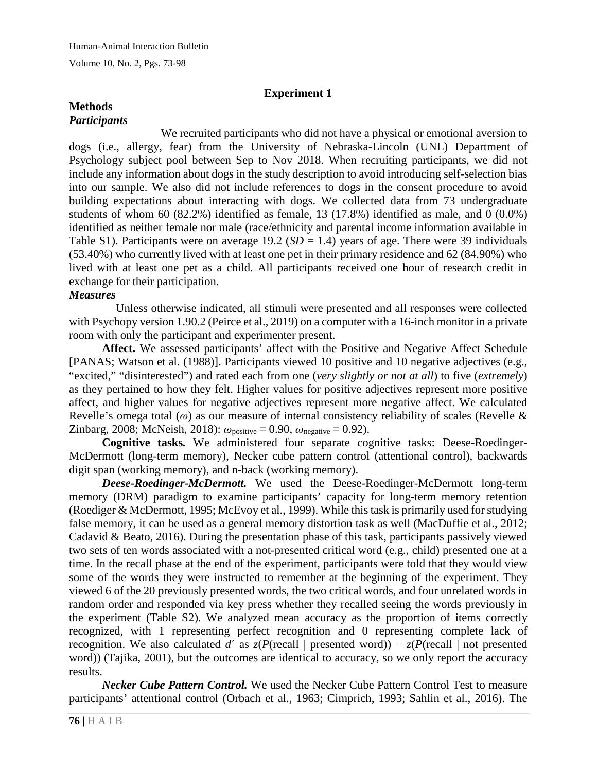## Experiment 1

### Methods

#### *Participants*

We recruited participants who did not have a physical or emotional aversion to dogs (i.e., allergy, fear) from the University of Nebraska-Lincoln (UNL) Department of Psychology subject pool between Sep to Nov 2018. When recruiting participants, we did not include any information about dogs in the study description to avoid introducing self-selection bias into our sample. We also did not include references to dogs in the consent procedure to avoid building expectations about interacting with dogs. We collected data from 73 undergraduate students of whom 60 (82.2%) identified as female, 13 (17.8%) identified as male, and 0 (0.0%) identified as neither female nor male (race/ethnicity and parental income information available in Table S1). Participants were on average 19.2 (*SD* = 1.4) years of age. There were 39 individuals (53.40%) who currently lived with at least one pet in their primary residence and 62 (84.90%) who lived with at least one pet as a child. All participants received one hour of research credit in exchange for their participation.

#### *Measures*

Unless otherwise indicated, all stimuli were presented and all responses were collected with Psychopy version 1.90.2 (Peirce et al., 2019) on a computer with a 16-inch monitor in a private room with only the participant and experimenter present.

**Affect.** We assessed participants' affect with the Positive and Negative Affect Schedule [PANAS; Watson et al. (1988)]. Participants viewed 10 positive and 10 negative adjectives (e.g., "excited," "disinterested") and rated each from one (*very slightly or not at all*) to five (*extremely*) as they pertained to how they felt. Higher values for positive adjectives represent more positive affect, and higher values for negative adjectives represent more negative affect. We calculated Revelle's omega total ($\omega$) as our measure of internal consistency reliability of scales (Revelle & Zinbarg, 2008; McNeish, 2018): $\omega_{\text{positive}} = 0.90$, $\omega_{\text{negative}} = 0.92$).

**Cognitive tasks.** We administered four separate cognitive tasks: Deese-Roedinger-McDermott (long-term memory), Necker cube pattern control (attentional control), backwards digit span (working memory), and n-back (working memory).

***Deese-Roedinger-McDermott.*** We used the Deese-Roedinger-McDermott long-term memory (DRM) paradigm to examine participants' capacity for long-term memory retention (Roediger & McDermott, 1995; McEvoy et al., 1999). While this task is primarily used for studying false memory, it can be used as a general memory distortion task as well (MacDuffie et al., 2012; Cadavid & Beato, 2016). During the presentation phase of this task, participants passively viewed two sets of ten words associated with a not-presented critical word (e.g., child) presented one at a time. In the recall phase at the end of the experiment, participants were told that they would view some of the words they were instructed to remember at the beginning of the experiment. They viewed 6 of the 20 previously presented words, the two critical words, and four unrelated words in random order and responded via key press whether they recalled seeing the words previously in the experiment (Table S2). We analyzed mean accuracy as the proportion of items correctly recognized, with 1 representing perfect recognition and 0 representing complete lack of recognition. We also calculated $d'$ as $z(P(\text{recall} \mid \text{presented word})) - z(P(\text{recall} \mid \text{not presented word}))$ (Tajika, 2001), but the outcomes are identical to accuracy, so we only report the accuracy results.

***Necker Cube Pattern Control.*** We used the Necker Cube Pattern Control Test to measure participants' attentional control (Orbach et al., 1963; Cimprich, 1993; Sahlin et al., 2016). The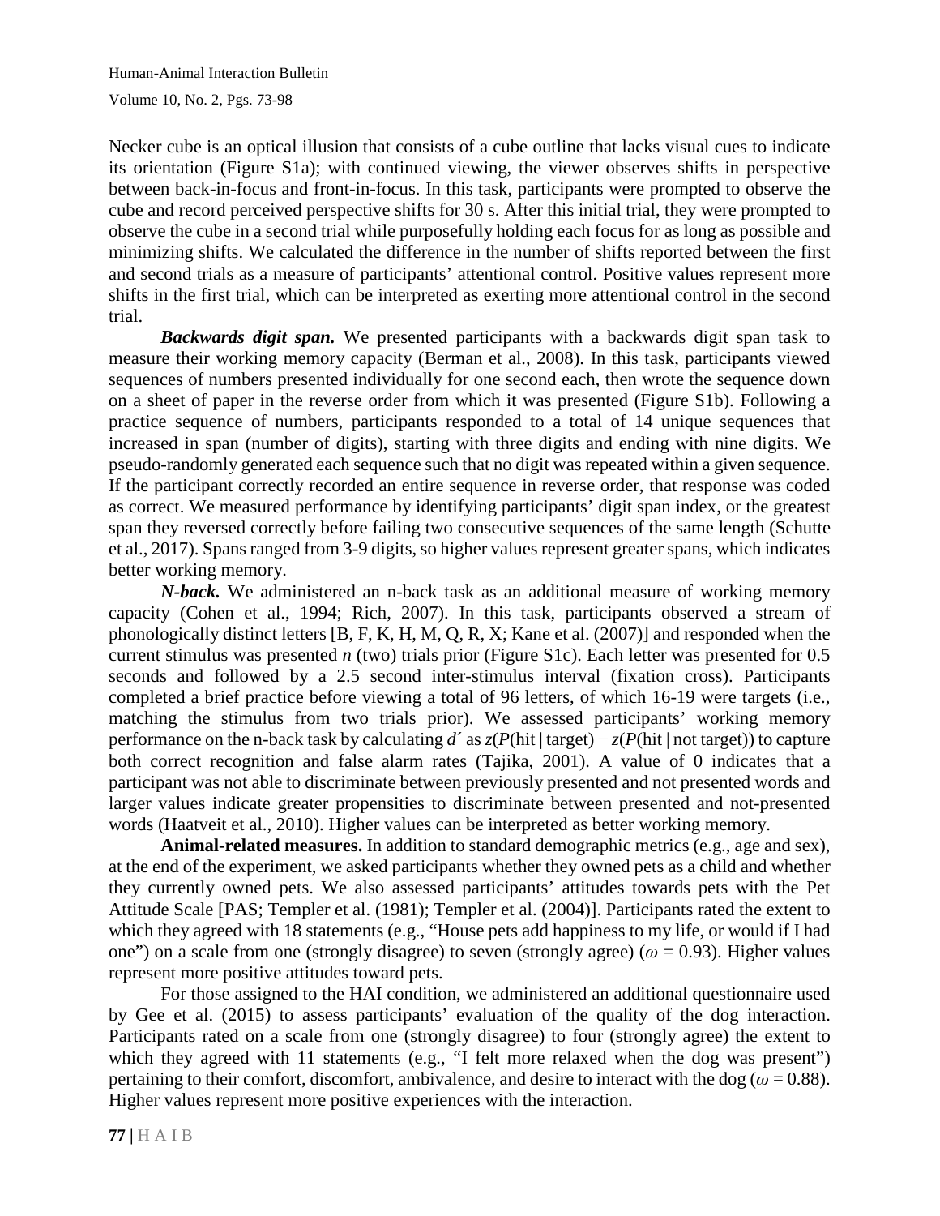Necker cube is an optical illusion that consists of a cube outline that lacks visual cues to indicate its orientation (Figure S1a); with continued viewing, the viewer observes shifts in perspective between back-in-focus and front-in-focus. In this task, participants were prompted to observe the cube and record perceived perspective shifts for 30 s. After this initial trial, they were prompted to observe the cube in a second trial while purposefully holding each focus for as long as possible and minimizing shifts. We calculated the difference in the number of shifts reported between the first and second trials as a measure of participants' attentional control. Positive values represent more shifts in the first trial, which can be interpreted as exerting more attentional control in the second trial.

***Backwards digit span.*** We presented participants with a backwards digit span task to measure their working memory capacity (Berman et al., 2008). In this task, participants viewed sequences of numbers presented individually for one second each, then wrote the sequence down on a sheet of paper in the reverse order from which it was presented (Figure S1b). Following a practice sequence of numbers, participants responded to a total of 14 unique sequences that increased in span (number of digits), starting with three digits and ending with nine digits. We pseudo-randomly generated each sequence such that no digit was repeated within a given sequence. If the participant correctly recorded an entire sequence in reverse order, that response was coded as correct. We measured performance by identifying participants' digit span index, or the greatest span they reversed correctly before failing two consecutive sequences of the same length (Schutte et al., 2017). Spans ranged from 3-9 digits, so higher values represent greater spans, which indicates better working memory.

***N-back.*** We administered an n-back task as an additional measure of working memory capacity (Cohen et al., 1994; Rich, 2007). In this task, participants observed a stream of phonologically distinct letters [B, F, K, H, M, Q, R, X; Kane et al. (2007)] and responded when the current stimulus was presented *n* (two) trials prior (Figure S1c). Each letter was presented for 0.5 seconds and followed by a 2.5 second inter-stimulus interval (fixation cross). Participants completed a brief practice before viewing a total of 96 letters, of which 16-19 were targets (i.e., matching the stimulus from two trials prior). We assessed participants' working memory performance on the n-back task by calculating $d'$ as $z(P(\text{hit} \mid \text{target}) - z(P(\text{hit} \mid \text{not target}))$ to capture both correct recognition and false alarm rates (Tajika, 2001). A value of 0 indicates that a participant was not able to discriminate between previously presented and not presented words and larger values indicate greater propensities to discriminate between presented and not-presented words (Haatveit et al., 2010). Higher values can be interpreted as better working memory.

**Animal-related measures.** In addition to standard demographic metrics (e.g., age and sex), at the end of the experiment, we asked participants whether they owned pets as a child and whether they currently owned pets. We also assessed participants' attitudes towards pets with the Pet Attitude Scale [PAS; Templer et al. (1981); Templer et al. (2004)]. Participants rated the extent to which they agreed with 18 statements (e.g., "House pets add happiness to my life, or would if I had one") on a scale from one (strongly disagree) to seven (strongly agree) ($\omega = 0.93$). Higher values represent more positive attitudes toward pets.

For those assigned to the HAI condition, we administered an additional questionnaire used by Gee et al. (2015) to assess participants' evaluation of the quality of the dog interaction. Participants rated on a scale from one (strongly disagree) to four (strongly agree) the extent to which they agreed with 11 statements (e.g., "I felt more relaxed when the dog was present") pertaining to their comfort, discomfort, ambivalence, and desire to interact with the dog ($\omega = 0.88$). Higher values represent more positive experiences with the interaction.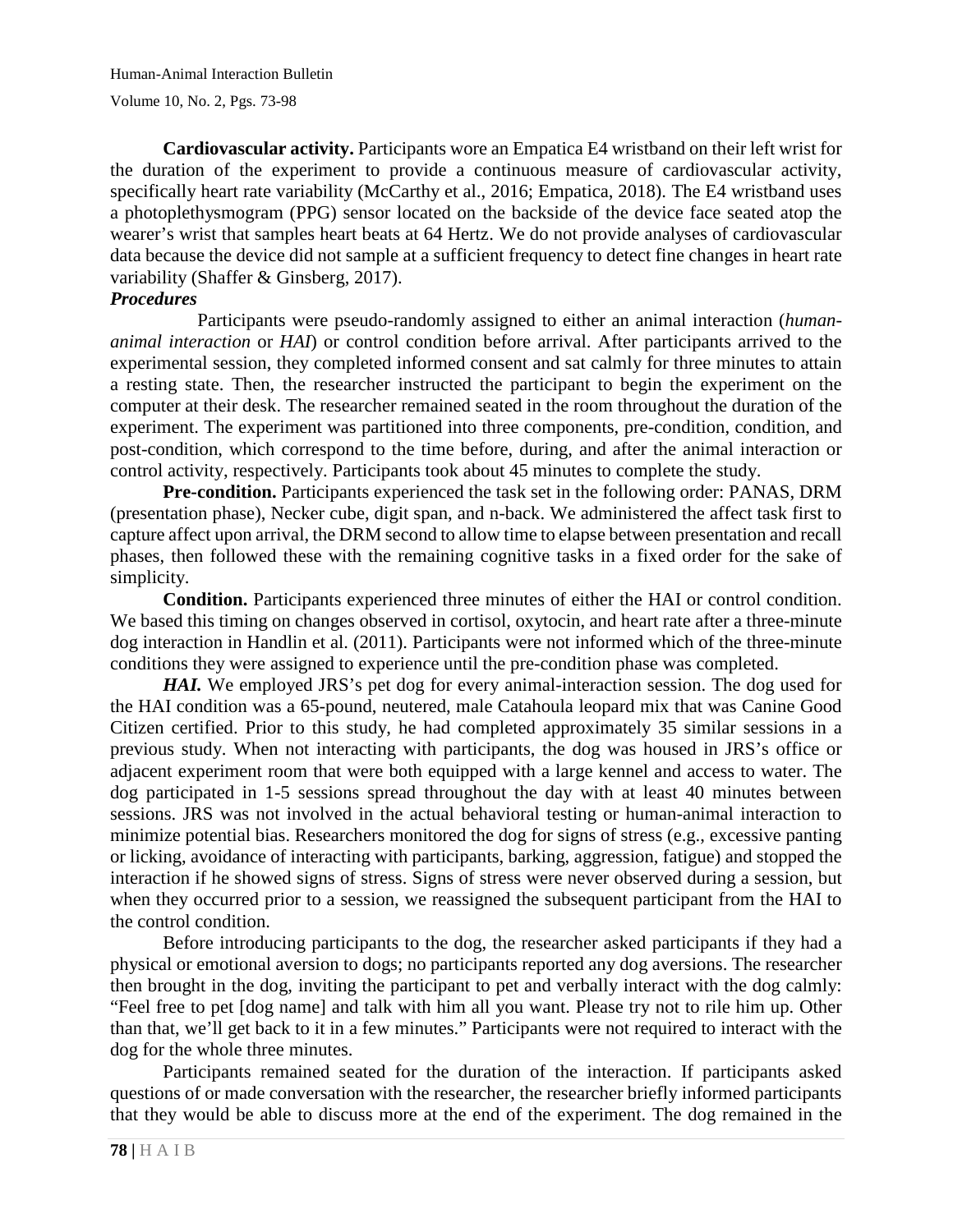**Cardiovascular activity.** Participants wore an Empatica E4 wristband on their left wrist for the duration of the experiment to provide a continuous measure of cardiovascular activity, specifically heart rate variability (McCarthy et al., 2016; Empatica, 2018). The E4 wristband uses a photoplethysmogram (PPG) sensor located on the backside of the device face seated atop the wearer's wrist that samples heart beats at 64 Hertz. We do not provide analyses of cardiovascular data because the device did not sample at a sufficient frequency to detect fine changes in heart rate variability (Shaffer & Ginsberg, 2017).

### *Procedures*

Participants were pseudo-randomly assigned to either an animal interaction (*human-animal interaction* or *HAI*) or control condition before arrival. After participants arrived to the experimental session, they completed informed consent and sat calmly for three minutes to attain a resting state. Then, the researcher instructed the participant to begin the experiment on the computer at their desk. The researcher remained seated in the room throughout the duration of the experiment. The experiment was partitioned into three components, pre-condition, condition, and post-condition, which correspond to the time before, during, and after the animal interaction or control activity, respectively. Participants took about 45 minutes to complete the study.

**Pre-condition.** Participants experienced the task set in the following order: PANAS, DRM (presentation phase), Necker cube, digit span, and n-back. We administered the affect task first to capture affect upon arrival, the DRM second to allow time to elapse between presentation and recall phases, then followed these with the remaining cognitive tasks in a fixed order for the sake of simplicity.

**Condition.** Participants experienced three minutes of either the HAI or control condition. We based this timing on changes observed in cortisol, oxytocin, and heart rate after a three-minute dog interaction in Handlin et al. (2011). Participants were not informed which of the three-minute conditions they were assigned to experience until the pre-condition phase was completed.

***HAI.*** We employed JRS's pet dog for every animal-interaction session. The dog used for the HAI condition was a 65-pound, neutered, male Catahoula leopard mix that was Canine Good Citizen certified. Prior to this study, he had completed approximately 35 similar sessions in a previous study. When not interacting with participants, the dog was housed in JRS's office or adjacent experiment room that were both equipped with a large kennel and access to water. The dog participated in 1-5 sessions spread throughout the day with at least 40 minutes between sessions. JRS was not involved in the actual behavioral testing or human-animal interaction to minimize potential bias. Researchers monitored the dog for signs of stress (e.g., excessive panting or licking, avoidance of interacting with participants, barking, aggression, fatigue) and stopped the interaction if he showed signs of stress. Signs of stress were never observed during a session, but when they occurred prior to a session, we reassigned the subsequent participant from the HAI to the control condition.

Before introducing participants to the dog, the researcher asked participants if they had a physical or emotional aversion to dogs; no participants reported any dog aversions. The researcher then brought in the dog, inviting the participant to pet and verbally interact with the dog calmly: "Feel free to pet [dog name] and talk with him all you want. Please try not to rile him up. Other than that, we'll get back to it in a few minutes." Participants were not required to interact with the dog for the whole three minutes.

Participants remained seated for the duration of the interaction. If participants asked questions of or made conversation with the researcher, the researcher briefly informed participants that they would be able to discuss more at the end of the experiment. The dog remained in the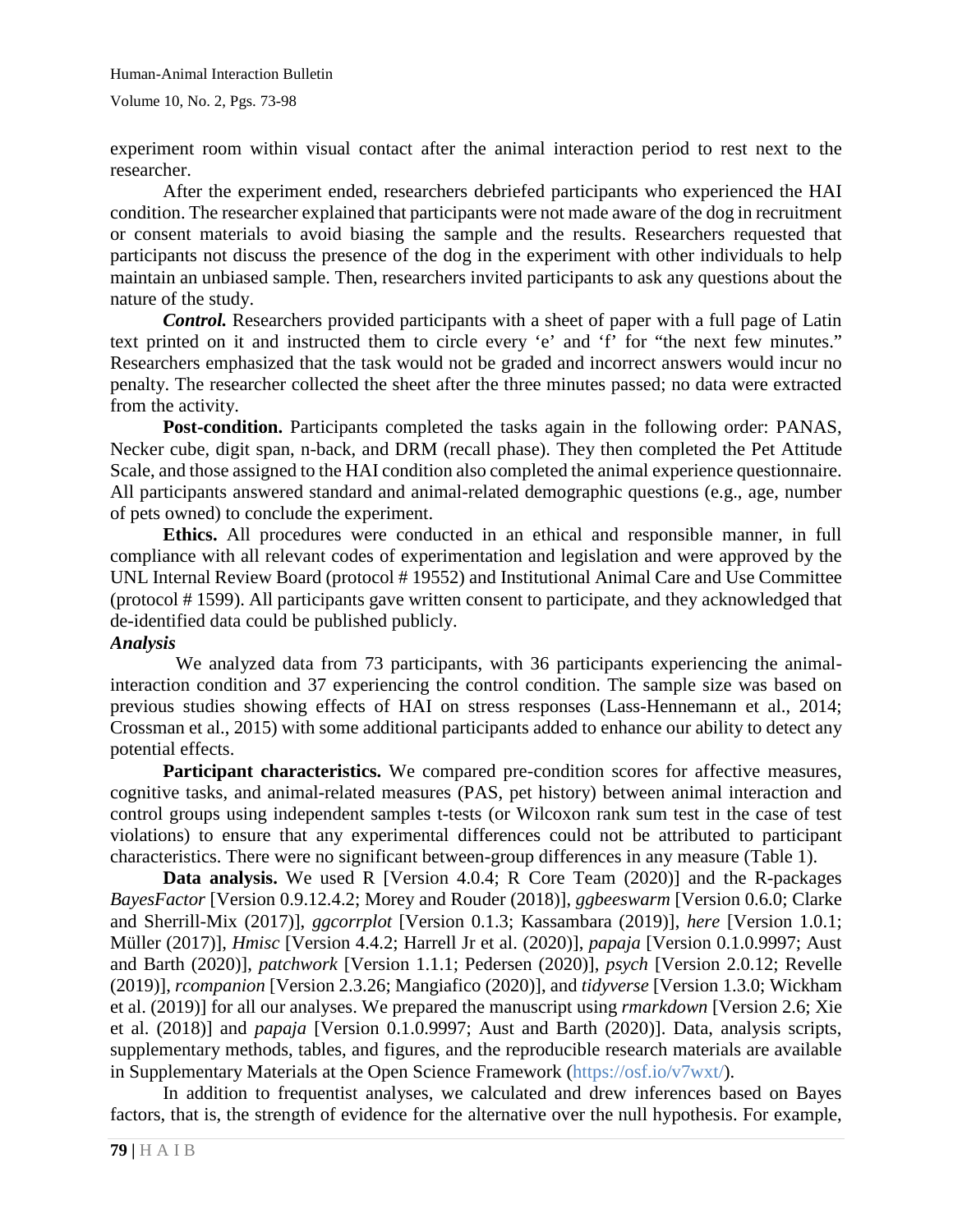experiment room within visual contact after the animal interaction period to rest next to the researcher.

After the experiment ended, researchers debriefed participants who experienced the HAI condition. The researcher explained that participants were not made aware of the dog in recruitment or consent materials to avoid biasing the sample and the results. Researchers requested that participants not discuss the presence of the dog in the experiment with other individuals to help maintain an unbiased sample. Then, researchers invited participants to ask any questions about the nature of the study.

***Control.*** Researchers provided participants with a sheet of paper with a full page of Latin text printed on it and instructed them to circle every 'e' and 'f' for "the next few minutes." Researchers emphasized that the task would not be graded and incorrect answers would incur no penalty. The researcher collected the sheet after the three minutes passed; no data were extracted from the activity.

**Post-condition.** Participants completed the tasks again in the following order: PANAS, Necker cube, digit span, n-back, and DRM (recall phase). They then completed the Pet Attitude Scale, and those assigned to the HAI condition also completed the animal experience questionnaire. All participants answered standard and animal-related demographic questions (e.g., age, number of pets owned) to conclude the experiment.

**Ethics.** All procedures were conducted in an ethical and responsible manner, in full compliance with all relevant codes of experimentation and legislation and were approved by the UNL Internal Review Board (protocol # 19552) and Institutional Animal Care and Use Committee (protocol # 1599). All participants gave written consent to participate, and they acknowledged that de-identified data could be published publicly.

***Analysis***

We analyzed data from 73 participants, with 36 participants experiencing the animal-interaction condition and 37 experiencing the control condition. The sample size was based on previous studies showing effects of HAI on stress responses (Lass-Hennemann et al., 2014; Crossman et al., 2015) with some additional participants added to enhance our ability to detect any potential effects.

**Participant characteristics.** We compared pre-condition scores for affective measures, cognitive tasks, and animal-related measures (PAS, pet history) between animal interaction and control groups using independent samples t-tests (or Wilcoxon rank sum test in the case of test violations) to ensure that any experimental differences could not be attributed to participant characteristics. There were no significant between-group differences in any measure (Table 1).

**Data analysis.** We used R [Version 4.0.4; R Core Team (2020)] and the R-packages *BayesFactor* [Version 0.9.12.4.2; Morey and Rouder (2018)], *ggbeeswarm* [Version 0.6.0; Clarke and Sherrill-Mix (2017)], *ggcorrplot* [Version 0.1.3; Kassambara (2019)], *here* [Version 1.0.1; Müller (2017)], *Hmisc* [Version 4.4.2; Harrell Jr et al. (2020)], *papaja* [Version 0.1.0.9997; Aust and Barth (2020)], *patchwork* [Version 1.1.1; Pedersen (2020)], *psych* [Version 2.0.12; Revelle (2019)], *rcompanion* [Version 2.3.26; Mangiafico (2020)], and *tidyverse* [Version 1.3.0; Wickham et al. (2019)] for all our analyses. We prepared the manuscript using *rmarkdown* [Version 2.6; Xie et al. (2018)] and *papaja* [Version 0.1.0.9997; Aust and Barth (2020)]. Data, analysis scripts, supplementary methods, tables, and figures, and the reproducible research materials are available in Supplementary Materials at the Open Science Framework (https://osf.io/v7wxt/).

In addition to frequentist analyses, we calculated and drew inferences based on Bayes factors, that is, the strength of evidence for the alternative over the null hypothesis. For example,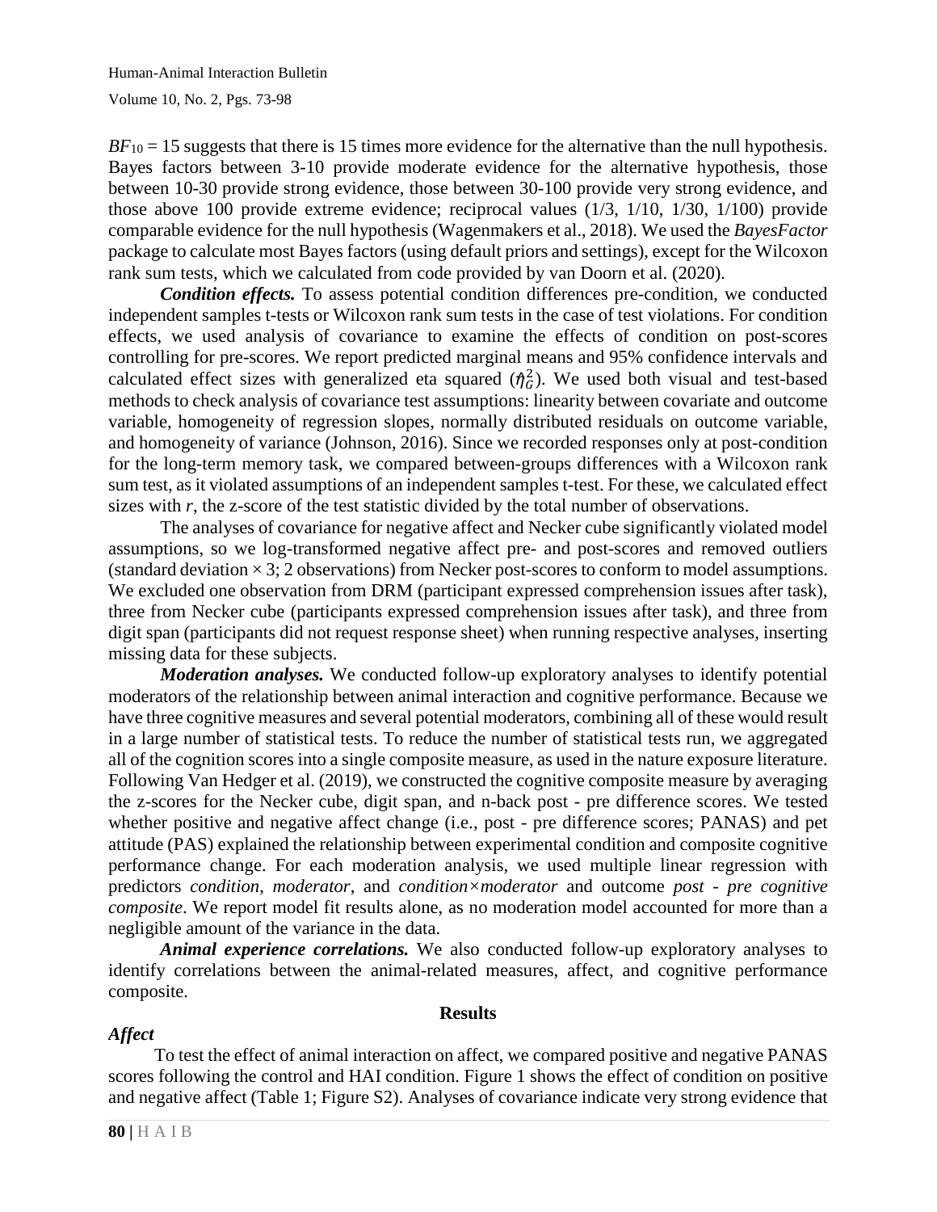$BF_{10} = 15$ suggests that there is 15 times more evidence for the alternative than the null hypothesis. Bayes factors between 3-10 provide moderate evidence for the alternative hypothesis, those between 10-30 provide strong evidence, those between 30-100 provide very strong evidence, and those above 100 provide extreme evidence; reciprocal values (1/3, 1/10, 1/30, 1/100) provide comparable evidence for the null hypothesis (Wagenmakers et al., 2018). We used the *BayesFactor* package to calculate most Bayes factors (using default priors and settings), except for the Wilcoxon rank sum tests, which we calculated from code provided by van Doorn et al. (2020).

***Condition effects.*** To assess potential condition differences pre-condition, we conducted independent samples t-tests or Wilcoxon rank sum tests in the case of test violations. For condition effects, we used analysis of covariance to examine the effects of condition on post-scores controlling for pre-scores. We report predicted marginal means and 95% confidence intervals and calculated effect sizes with generalized eta squared ($\hat{\eta}^2_G$). We used both visual and test-based methods to check analysis of covariance test assumptions: linearity between covariate and outcome variable, homogeneity of regression slopes, normally distributed residuals on outcome variable, and homogeneity of variance (Johnson, 2016). Since we recorded responses only at post-condition for the long-term memory task, we compared between-groups differences with a Wilcoxon rank sum test, as it violated assumptions of an independent samples t-test. For these, we calculated effect sizes with *r*, the z-score of the test statistic divided by the total number of observations.

The analyses of covariance for negative affect and Necker cube significantly violated model assumptions, so we log-transformed negative affect pre- and post-scores and removed outliers (standard deviation × 3; 2 observations) from Necker post-scores to conform to model assumptions. We excluded one observation from DRM (participant expressed comprehension issues after task), three from Necker cube (participants expressed comprehension issues after task), and three from digit span (participants did not request response sheet) when running respective analyses, inserting missing data for these subjects.

***Moderation analyses.*** We conducted follow-up exploratory analyses to identify potential moderators of the relationship between animal interaction and cognitive performance. Because we have three cognitive measures and several potential moderators, combining all of these would result in a large number of statistical tests. To reduce the number of statistical tests run, we aggregated all of the cognition scores into a single composite measure, as used in the nature exposure literature. Following Van Hedger et al. (2019), we constructed the cognitive composite measure by averaging the z-scores for the Necker cube, digit span, and n-back post - pre difference scores. We tested whether positive and negative affect change (i.e., post - pre difference scores; PANAS) and pet attitude (PAS) explained the relationship between experimental condition and composite cognitive performance change. For each moderation analysis, we used multiple linear regression with predictors *condition*, *moderator*, and *condition×moderator* and outcome *post - pre cognitive composite*. We report model fit results alone, as no moderation model accounted for more than a negligible amount of the variance in the data.

***Animal experience correlations.*** We also conducted follow-up exploratory analyses to identify correlations between the animal-related measures, affect, and cognitive performance composite.

## Results

### *Affect*

To test the effect of animal interaction on affect, we compared positive and negative PANAS scores following the control and HAI condition. Figure 1 shows the effect of condition on positive and negative affect (Table 1; Figure S2). Analyses of covariance indicate very strong evidence that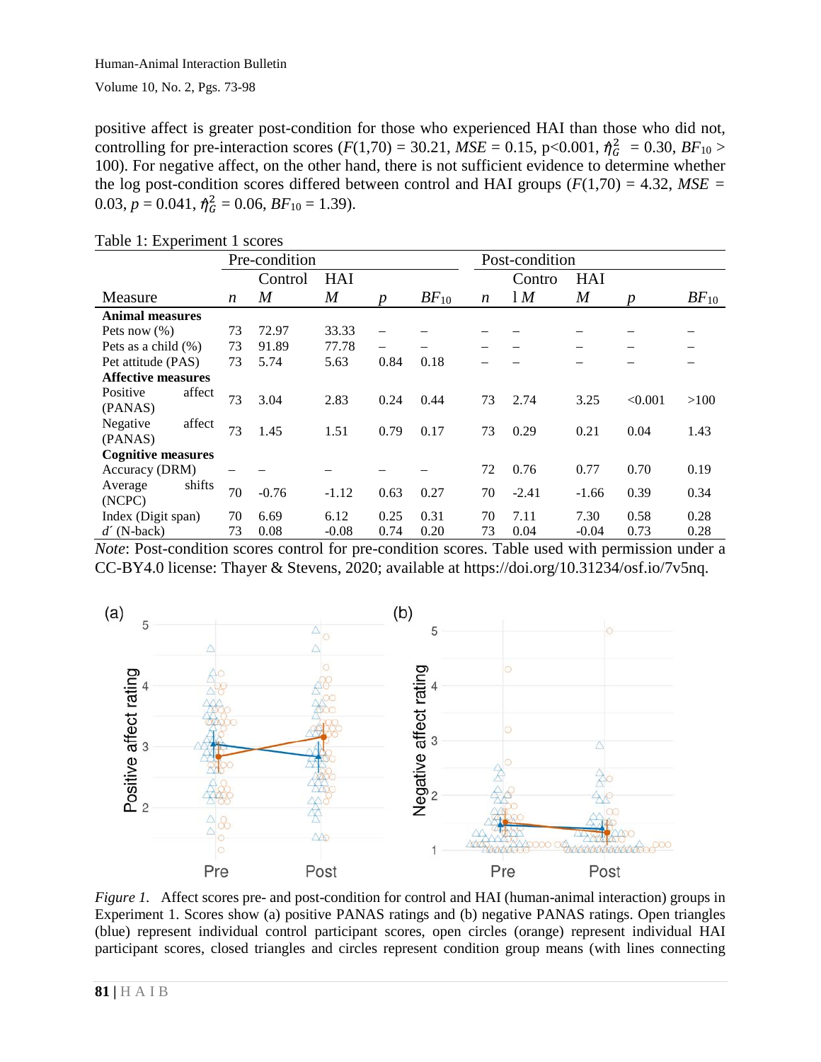positive affect is greater post-condition for those who experienced HAI than those who did not, controlling for pre-interaction scores ($F(1,70) = 30.21$, $MSE = 0.15$, $p<0.001$, $\hat{\eta}^2_G = 0.30$, $BF_{10} > 100$). For negative affect, on the other hand, there is not sufficient evidence to determine whether the log post-condition scores differed between control and HAI groups ($F(1,70) = 4.32$, $MSE = 0.03$, $p = 0.041$, $\hat{\eta}^2_G = 0.06$, $BF_{10} = 1.39$).

Table 1: Experiment 1 scores

| | Pre-condition | | | | | Post-condition | | | | |
|---|---|---|---|---|---|---|---|---|---|---|
| | | Control | HAI | | | | Control | HAI | | |
| Measure | *n* | *M* | *M* | *p* | $BF_{10}$ | *n* | *M* | *M* | *p* | $BF_{10}$ |
| **Animal measures** | | | | | | | | | | |
| Pets now (%) | 73 | 72.97 | 33.33 | – | – | – | – | – | – | – |
| Pets as a child (%) | 73 | 91.89 | 77.78 | – | – | – | – | – | – | – |
| Pet attitude (PAS) | 73 | 5.74 | 5.63 | 0.84 | 0.18 | – | – | – | – | – |
| **Affective measures** | | | | | | | | | | |
| Positive affect (PANAS) | 73 | 3.04 | 2.83 | 0.24 | 0.44 | 73 | 2.74 | 3.25 | <0.001 | >100 |
| Negative affect (PANAS) | 73 | 1.45 | 1.51 | 0.79 | 0.17 | 73 | 0.29 | 0.21 | 0.04 | 1.43 |
| **Cognitive measures** | | | | | | | | | | |
| Accuracy (DRM) | – | – | – | – | – | 72 | 0.76 | 0.77 | 0.70 | 0.19 |
| Average shifts (NCPC) | 70 | -0.76 | -1.12 | 0.63 | 0.27 | 70 | -2.41 | -1.66 | 0.39 | 0.34 |
| Index (Digit span) | 70 | 6.69 | 6.12 | 0.25 | 0.31 | 70 | 7.11 | 7.30 | 0.58 | 0.28 |
| *d´* (N-back) | 73 | 0.08 | -0.08 | 0.74 | 0.20 | 73 | 0.04 | -0.04 | 0.73 | 0.28 |

*Note*: Post-condition scores control for pre-condition scores. Table used with permission under a CC-BY4.0 license: Thayer & Stevens, 2020; available at https://doi.org/10.31234/osf.io/7v5nq.

*Figure 1.* Affect scores pre- and post-condition for control and HAI (human-animal interaction) groups in Experiment 1. Scores show (a) positive PANAS ratings and (b) negative PANAS ratings. Open triangles (blue) represent individual control participant scores, open circles (orange) represent individual HAI participant scores, closed triangles and circles represent condition group means (with lines connecting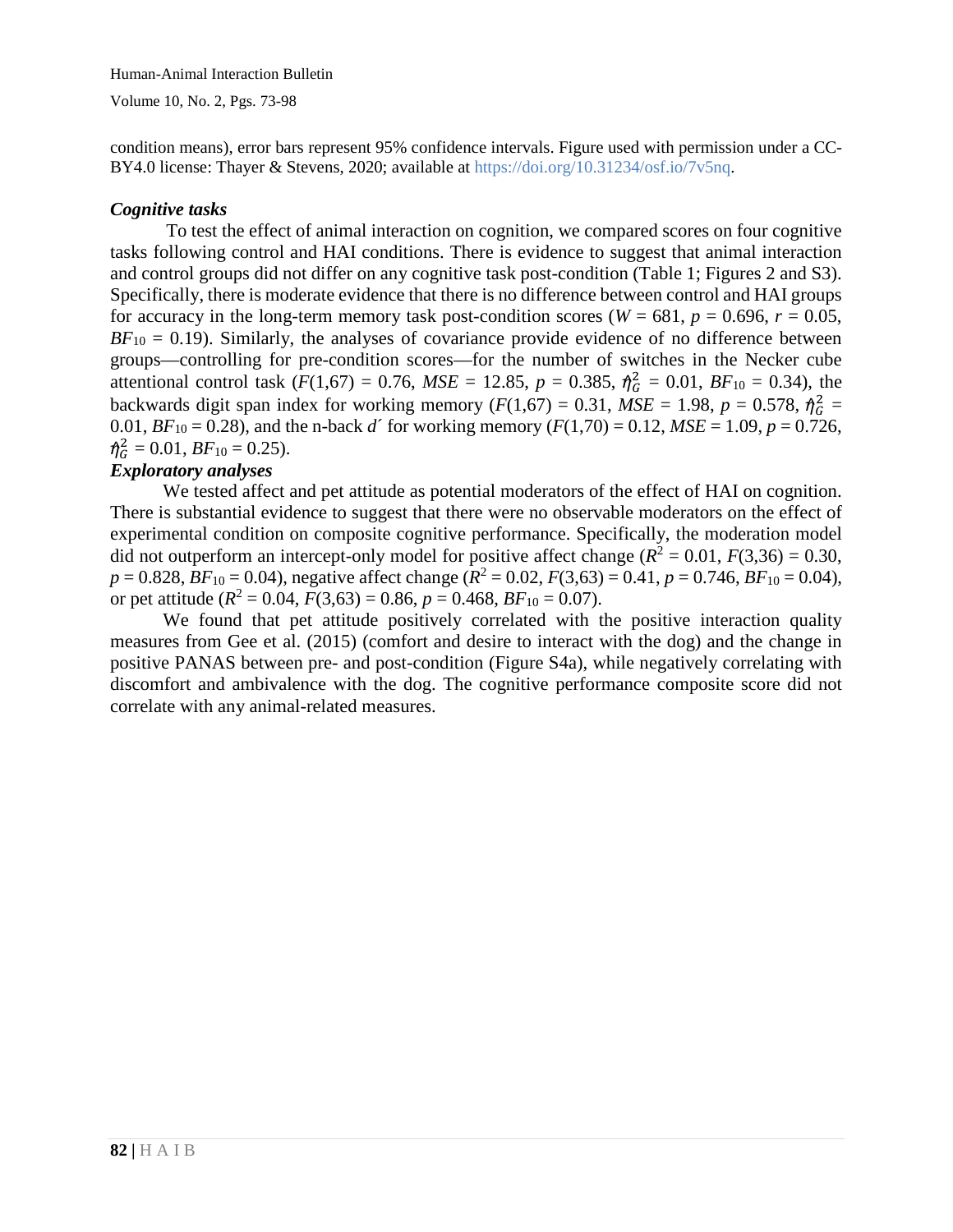condition means), error bars represent 95% confidence intervals. Figure used with permission under a CC-BY4.0 license: Thayer & Stevens, 2020; available at https://doi.org/10.31234/osf.io/7v5nq.

### *Cognitive tasks*

To test the effect of animal interaction on cognition, we compared scores on four cognitive tasks following control and HAI conditions. There is evidence to suggest that animal interaction and control groups did not differ on any cognitive task post-condition (Table 1; Figures 2 and S3). Specifically, there is moderate evidence that there is no difference between control and HAI groups for accuracy in the long-term memory task post-condition scores ($W$ = 681, $p$ = 0.696, $r$ = 0.05, $BF_{10}$ = 0.19). Similarly, the analyses of covariance provide evidence of no difference between groups—controlling for pre-condition scores—for the number of switches in the Necker cube attentional control task ($F$(1,67) = 0.76, $MSE$ = 12.85, $p$ = 0.385, $\hat{\eta}^2_G$ = 0.01, $BF_{10}$ = 0.34), the backwards digit span index for working memory ($F$(1,67) = 0.31, $MSE$ = 1.98, $p$ = 0.578, $\hat{\eta}^2_G$ = 0.01, $BF_{10}$ = 0.28), and the n-back $d'$ for working memory ($F$(1,70) = 0.12, $MSE$ = 1.09, $p$ = 0.726, $\hat{\eta}^2_G$ = 0.01, $BF_{10}$ = 0.25).

### *Exploratory analyses*

We tested affect and pet attitude as potential moderators of the effect of HAI on cognition. There is substantial evidence to suggest that there were no observable moderators on the effect of experimental condition on composite cognitive performance. Specifically, the moderation model did not outperform an intercept-only model for positive affect change ($R^2$ = 0.01, $F$(3,36) = 0.30, $p$ = 0.828, $BF_{10}$ = 0.04), negative affect change ($R^2$ = 0.02, $F$(3,63) = 0.41, $p$ = 0.746, $BF_{10}$ = 0.04), or pet attitude ($R^2$ = 0.04, $F$(3,63) = 0.86, $p$ = 0.468, $BF_{10}$ = 0.07).

We found that pet attitude positively correlated with the positive interaction quality measures from Gee et al. (2015) (comfort and desire to interact with the dog) and the change in positive PANAS between pre- and post-condition (Figure S4a), while negatively correlating with discomfort and ambivalence with the dog. The cognitive performance composite score did not correlate with any animal-related measures.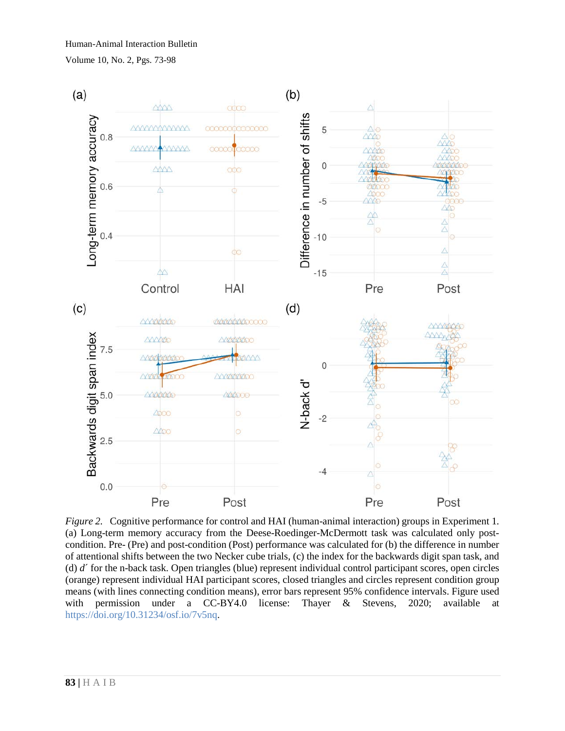*Figure 2.* Cognitive performance for control and HAI (human-animal interaction) groups in Experiment 1. (a) Long-term memory accuracy from the Deese-Roedinger-McDermott task was calculated only post-condition. Pre- (Pre) and post-condition (Post) performance was calculated for (b) the difference in number of attentional shifts between the two Necker cube trials, (c) the index for the backwards digit span task, and (d) *d´* for the n-back task. Open triangles (blue) represent individual control participant scores, open circles (orange) represent individual HAI participant scores, closed triangles and circles represent condition group means (with lines connecting condition means), error bars represent 95% confidence intervals. Figure used with permission under a CC-BY4.0 license: Thayer & Stevens, 2020; available at https://doi.org/10.31234/osf.io/7v5nq.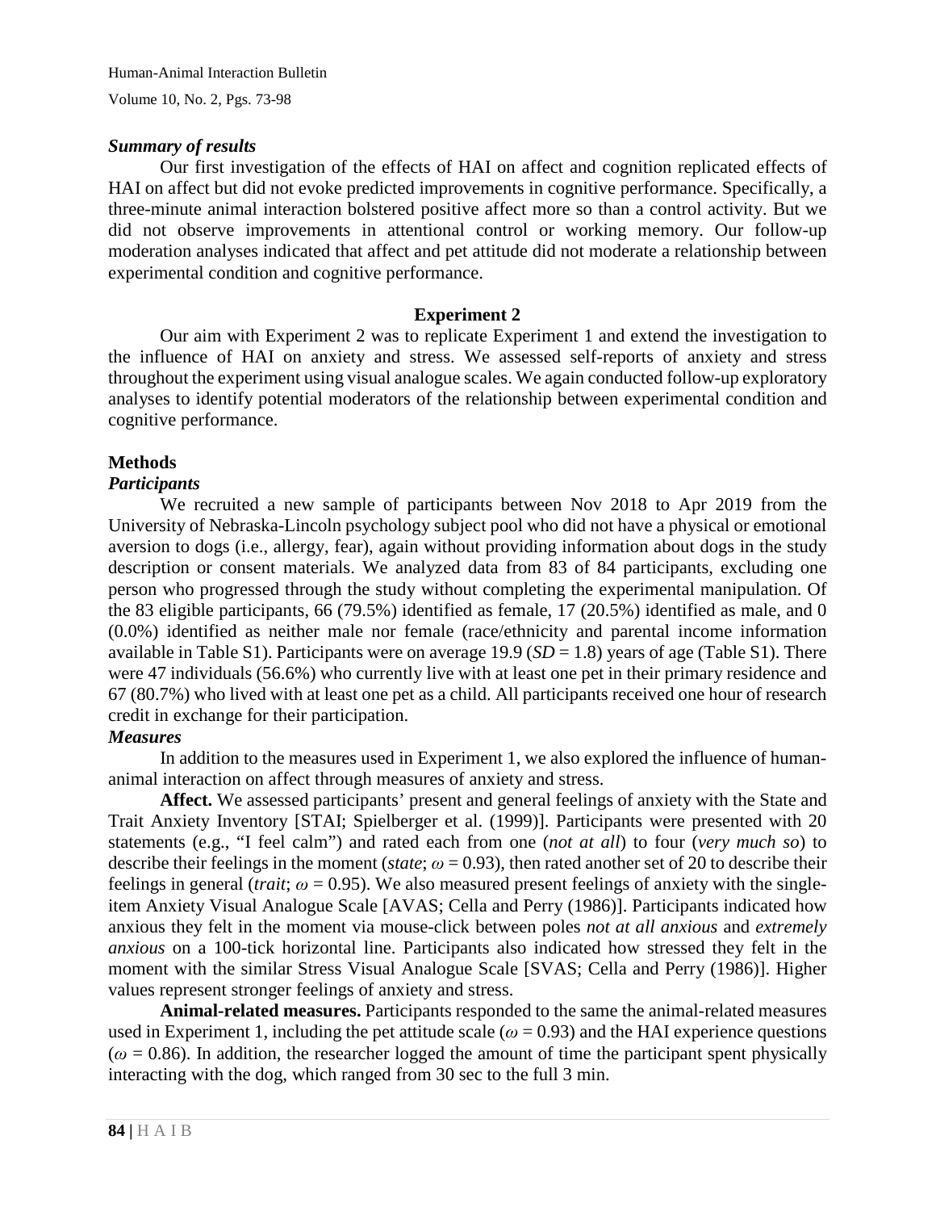### *Summary of results*

Our first investigation of the effects of HAI on affect and cognition replicated effects of HAI on affect but did not evoke predicted improvements in cognitive performance. Specifically, a three-minute animal interaction bolstered positive affect more so than a control activity. But we did not observe improvements in attentional control or working memory. Our follow-up moderation analyses indicated that affect and pet attitude did not moderate a relationship between experimental condition and cognitive performance.

## Experiment 2

Our aim with Experiment 2 was to replicate Experiment 1 and extend the investigation to the influence of HAI on anxiety and stress. We assessed self-reports of anxiety and stress throughout the experiment using visual analogue scales. We again conducted follow-up exploratory analyses to identify potential moderators of the relationship between experimental condition and cognitive performance.

### Methods

#### *Participants*

We recruited a new sample of participants between Nov 2018 to Apr 2019 from the University of Nebraska-Lincoln psychology subject pool who did not have a physical or emotional aversion to dogs (i.e., allergy, fear), again without providing information about dogs in the study description or consent materials. We analyzed data from 83 of 84 participants, excluding one person who progressed through the study without completing the experimental manipulation. Of the 83 eligible participants, 66 (79.5%) identified as female, 17 (20.5%) identified as male, and 0 (0.0%) identified as neither male nor female (race/ethnicity and parental income information available in Table S1). Participants were on average 19.9 (*SD* = 1.8) years of age (Table S1). There were 47 individuals (56.6%) who currently live with at least one pet in their primary residence and 67 (80.7%) who lived with at least one pet as a child. All participants received one hour of research credit in exchange for their participation.

#### *Measures*

In addition to the measures used in Experiment 1, we also explored the influence of human-animal interaction on affect through measures of anxiety and stress.

**Affect.** We assessed participants' present and general feelings of anxiety with the State and Trait Anxiety Inventory [STAI; Spielberger et al. (1999)]. Participants were presented with 20 statements (e.g., "I feel calm") and rated each from one (*not at all*) to four (*very much so*) to describe their feelings in the moment (*state*; $\omega = 0.93$), then rated another set of 20 to describe their feelings in general (*trait*; $\omega = 0.95$). We also measured present feelings of anxiety with the single-item Anxiety Visual Analogue Scale [AVAS; Cella and Perry (1986)]. Participants indicated how anxious they felt in the moment via mouse-click between poles *not at all anxious* and *extremely anxious* on a 100-tick horizontal line. Participants also indicated how stressed they felt in the moment with the similar Stress Visual Analogue Scale [SVAS; Cella and Perry (1986)]. Higher values represent stronger feelings of anxiety and stress.

**Animal-related measures.** Participants responded to the same the animal-related measures used in Experiment 1, including the pet attitude scale ($\omega = 0.93$) and the HAI experience questions ($\omega = 0.86$). In addition, the researcher logged the amount of time the participant spent physically interacting with the dog, which ranged from 30 sec to the full 3 min.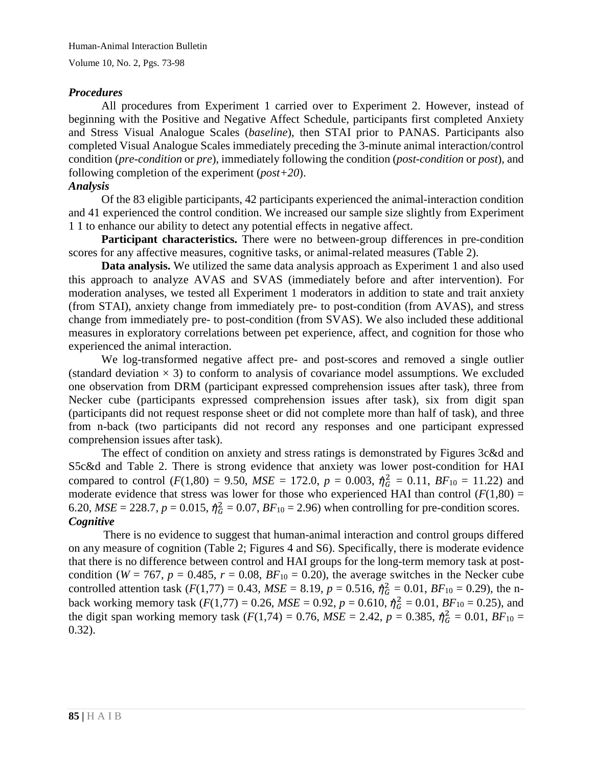### *Procedures*

All procedures from Experiment 1 carried over to Experiment 2. However, instead of beginning with the Positive and Negative Affect Schedule, participants first completed Anxiety and Stress Visual Analogue Scales (*baseline*), then STAI prior to PANAS. Participants also completed Visual Analogue Scales immediately preceding the 3-minute animal interaction/control condition (*pre-condition* or *pre*), immediately following the condition (*post-condition* or *post*), and following completion of the experiment (*post+20*).

### *Analysis*

Of the 83 eligible participants, 42 participants experienced the animal-interaction condition and 41 experienced the control condition. We increased our sample size slightly from Experiment 1 1 to enhance our ability to detect any potential effects in negative affect.

**Participant characteristics.** There were no between-group differences in pre-condition scores for any affective measures, cognitive tasks, or animal-related measures (Table 2).

**Data analysis.** We utilized the same data analysis approach as Experiment 1 and also used this approach to analyze AVAS and SVAS (immediately before and after intervention). For moderation analyses, we tested all Experiment 1 moderators in addition to state and trait anxiety (from STAI), anxiety change from immediately pre- to post-condition (from AVAS), and stress change from immediately pre- to post-condition (from SVAS). We also included these additional measures in exploratory correlations between pet experience, affect, and cognition for those who experienced the animal interaction.

We log-transformed negative affect pre- and post-scores and removed a single outlier (standard deviation × 3) to conform to analysis of covariance model assumptions. We excluded one observation from DRM (participant expressed comprehension issues after task), three from Necker cube (participants expressed comprehension issues after task), six from digit span (participants did not request response sheet or did not complete more than half of task), and three from n-back (two participants did not record any responses and one participant expressed comprehension issues after task).

The effect of condition on anxiety and stress ratings is demonstrated by Figures 3c&d and S5c&d and Table 2. There is strong evidence that anxiety was lower post-condition for HAI compared to control ($F(1,80) = 9.50$, $MSE = 172.0$, $p = 0.003$, $\hat{\eta}^2_G = 0.11$, $BF_{10} = 11.22$) and moderate evidence that stress was lower for those who experienced HAI than control ($F(1,80) = 6.20$, $MSE = 228.7$, $p = 0.015$, $\hat{\eta}^2_G = 0.07$, $BF_{10} = 2.96$) when controlling for pre-condition scores.

### *Cognitive*

There is no evidence to suggest that human-animal interaction and control groups differed on any measure of cognition (Table 2; Figures 4 and S6). Specifically, there is moderate evidence that there is no difference between control and HAI groups for the long-term memory task at post-condition ($W = 767$, $p = 0.485$, $r = 0.08$, $BF_{10} = 0.20$), the average switches in the Necker cube controlled attention task ($F(1,77) = 0.43$, $MSE = 8.19$, $p = 0.516$, $\hat{\eta}^2_G = 0.01$, $BF_{10} = 0.29$), the n-back working memory task ($F(1,77) = 0.26$, $MSE = 0.92$, $p = 0.610$, $\hat{\eta}^2_G = 0.01$, $BF_{10} = 0.25$), and the digit span working memory task ($F(1,74) = 0.76$, $MSE = 2.42$, $p = 0.385$, $\hat{\eta}^2_G = 0.01$, $BF_{10} = 0.32$).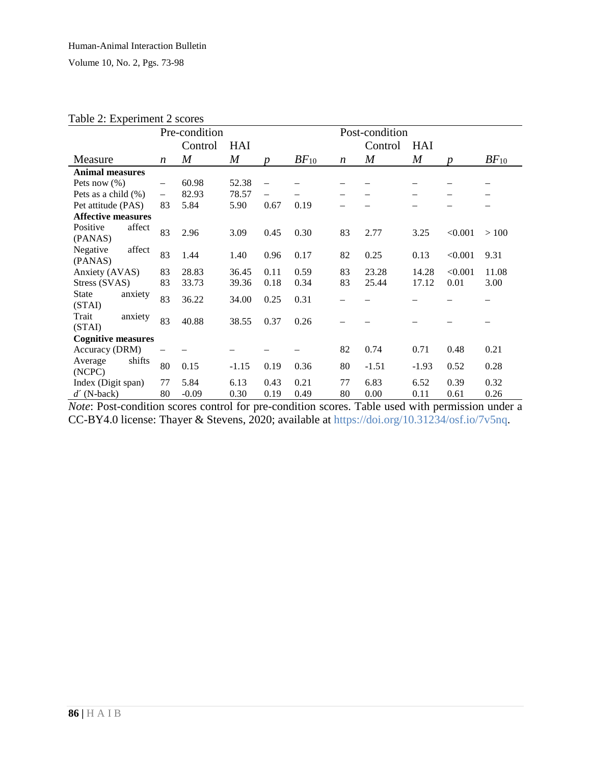Table 2: Experiment 2 scores

| | Pre-condition | | | | | Post-condition | | | | |
|---|---|---|---|---|---|---|---|---|---|---|
| | | Control | HAI | | | | Control | HAI | | |
| Measure | *n* | *M* | *M* | *p* | $BF_{10}$ | *n* | *M* | *M* | *p* | $BF_{10}$ |
| **Animal measures** | | | | | | | | | | |
| Pets now (%) | – | 60.98 | 52.38 | – | – | – | – | – | – | – |
| Pets as a child (%) | – | 82.93 | 78.57 | – | – | – | – | – | – | – |
| Pet attitude (PAS) | 83 | 5.84 | 5.90 | 0.67 | 0.19 | – | – | – | – | – |
| **Affective measures** | | | | | | | | | | |
| Positive affect (PANAS) | 83 | 2.96 | 3.09 | 0.45 | 0.30 | 83 | 2.77 | 3.25 | <0.001 | > 100 |
| Negative affect (PANAS) | 83 | 1.44 | 1.40 | 0.96 | 0.17 | 82 | 0.25 | 0.13 | <0.001 | 9.31 |
| Anxiety (AVAS) | 83 | 28.83 | 36.45 | 0.11 | 0.59 | 83 | 23.28 | 14.28 | <0.001 | 11.08 |
| Stress (SVAS) | 83 | 33.73 | 39.36 | 0.18 | 0.34 | 83 | 25.44 | 17.12 | 0.01 | 3.00 |
| State anxiety (STAI) | 83 | 36.22 | 34.00 | 0.25 | 0.31 | – | – | – | – | – |
| Trait anxiety (STAI) | 83 | 40.88 | 38.55 | 0.37 | 0.26 | – | – | – | – | – |
| **Cognitive measures** | | | | | | | | | | |
| Accuracy (DRM) | – | – | – | – | – | 82 | 0.74 | 0.71 | 0.48 | 0.21 |
| Average shifts (NCPC) | 80 | 0.15 | -1.15 | 0.19 | 0.36 | 80 | -1.51 | -1.93 | 0.52 | 0.28 |
| Index (Digit span) | 77 | 5.84 | 6.13 | 0.43 | 0.21 | 77 | 6.83 | 6.52 | 0.39 | 0.32 |
| *d´* (N-back) | 80 | -0.09 | 0.30 | 0.19 | 0.49 | 80 | 0.00 | 0.11 | 0.61 | 0.26 |

*Note*: Post-condition scores control for pre-condition scores. Table used with permission under a CC-BY4.0 license: Thayer & Stevens, 2020; available at https://doi.org/10.31234/osf.io/7v5nq.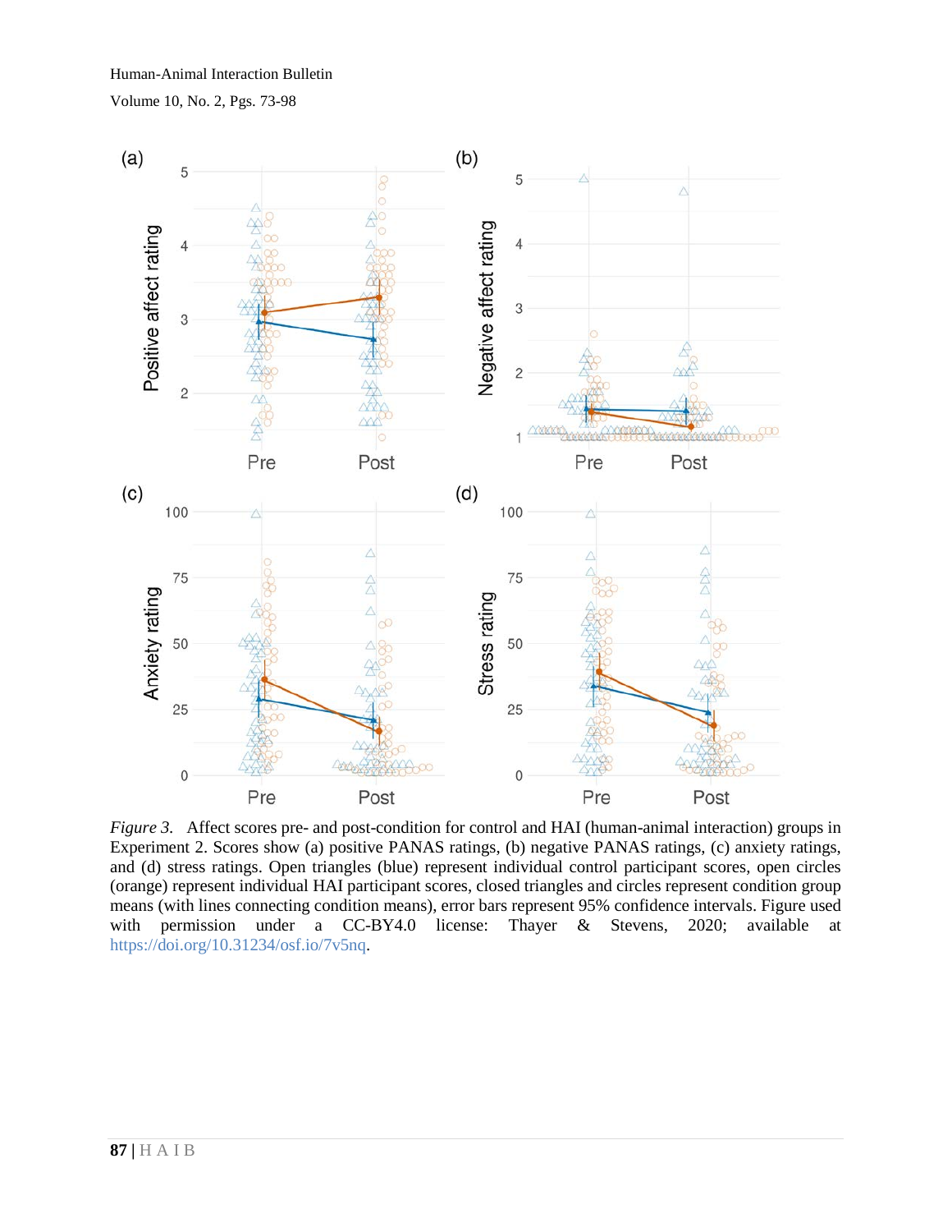*Figure 3.* Affect scores pre- and post-condition for control and HAI (human-animal interaction) groups in Experiment 2. Scores show (a) positive PANAS ratings, (b) negative PANAS ratings, (c) anxiety ratings, and (d) stress ratings. Open triangles (blue) represent individual control participant scores, open circles (orange) represent individual HAI participant scores, closed triangles and circles represent condition group means (with lines connecting condition means), error bars represent 95% confidence intervals. Figure used with permission under a CC-BY4.0 license: Thayer & Stevens, 2020; available at https://doi.org/10.31234/osf.io/7v5nq.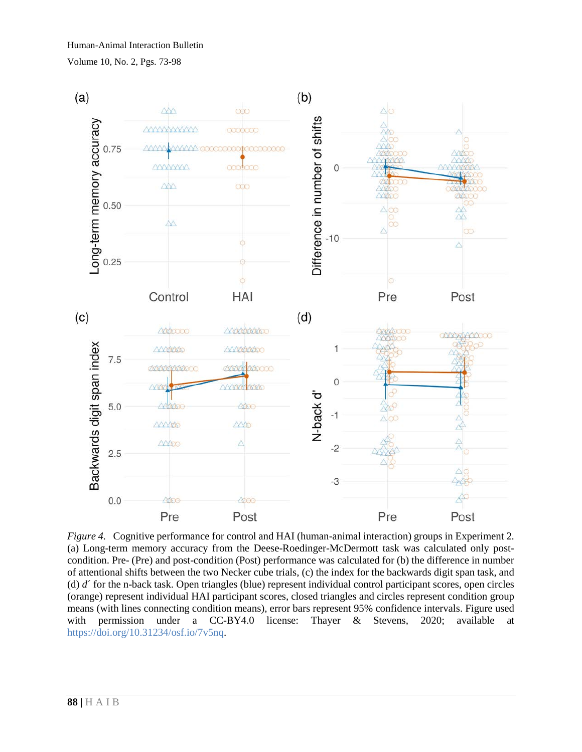*Figure 4.* Cognitive performance for control and HAI (human-animal interaction) groups in Experiment 2. (a) Long-term memory accuracy from the Deese-Roedinger-McDermott task was calculated only post-condition. Pre- (Pre) and post-condition (Post) performance was calculated for (b) the difference in number of attentional shifts between the two Necker cube trials, (c) the index for the backwards digit span task, and (d) *d´* for the n-back task. Open triangles (blue) represent individual control participant scores, open circles (orange) represent individual HAI participant scores, closed triangles and circles represent condition group means (with lines connecting condition means), error bars represent 95% confidence intervals. Figure used with permission under a CC-BY4.0 license: Thayer & Stevens, 2020; available at https://doi.org/10.31234/osf.io/7v5nq.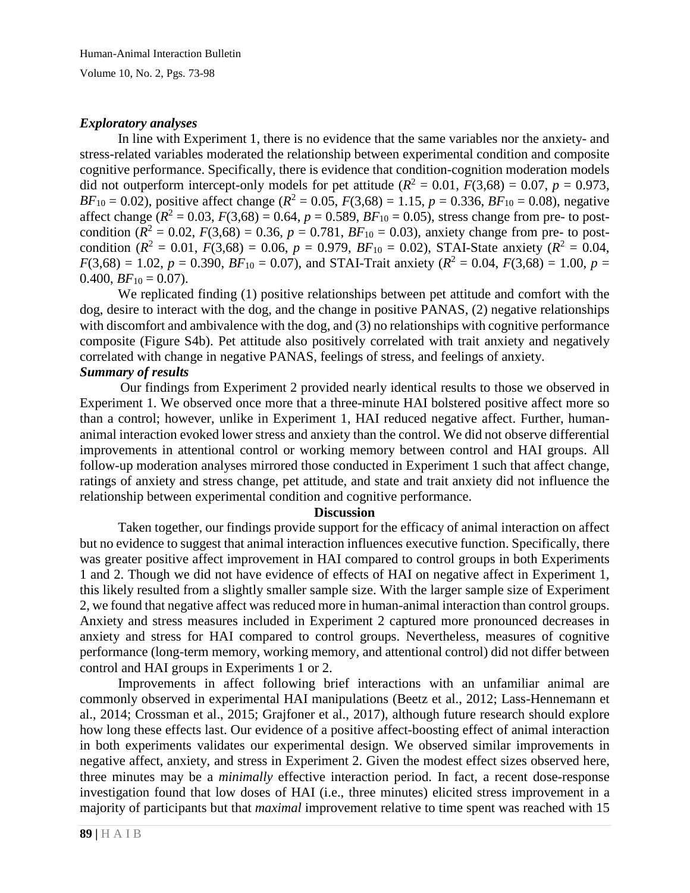***Exploratory analyses***

In line with Experiment 1, there is no evidence that the same variables nor the anxiety- and stress-related variables moderated the relationship between experimental condition and composite cognitive performance. Specifically, there is evidence that condition-cognition moderation models did not outperform intercept-only models for pet attitude ($R^2$ = 0.01, $F$(3,68) = 0.07, $p$ = 0.973, $BF_{10}$ = 0.02), positive affect change ($R^2$ = 0.05, $F$(3,68) = 1.15, $p$ = 0.336, $BF_{10}$ = 0.08), negative affect change ($R^2$ = 0.03, $F$(3,68) = 0.64, $p$ = 0.589, $BF_{10}$ = 0.05), stress change from pre- to post-condition ($R^2$ = 0.02, $F$(3,68) = 0.36, $p$ = 0.781, $BF_{10}$ = 0.03), anxiety change from pre- to post-condition ($R^2$ = 0.01, $F$(3,68) = 0.06, $p$ = 0.979, $BF_{10}$ = 0.02), STAI-State anxiety ($R^2$ = 0.04, $F$(3,68) = 1.02, $p$ = 0.390, $BF_{10}$ = 0.07), and STAI-Trait anxiety ($R^2$ = 0.04, $F$(3,68) = 1.00, $p$ = 0.400, $BF_{10}$ = 0.07).

We replicated finding (1) positive relationships between pet attitude and comfort with the dog, desire to interact with the dog, and the change in positive PANAS, (2) negative relationships with discomfort and ambivalence with the dog, and (3) no relationships with cognitive performance composite (Figure S4b). Pet attitude also positively correlated with trait anxiety and negatively correlated with change in negative PANAS, feelings of stress, and feelings of anxiety.

***Summary of results***

Our findings from Experiment 2 provided nearly identical results to those we observed in Experiment 1. We observed once more that a three-minute HAI bolstered positive affect more so than a control; however, unlike in Experiment 1, HAI reduced negative affect. Further, human-animal interaction evoked lower stress and anxiety than the control. We did not observe differential improvements in attentional control or working memory between control and HAI groups. All follow-up moderation analyses mirrored those conducted in Experiment 1 such that affect change, ratings of anxiety and stress change, pet attitude, and state and trait anxiety did not influence the relationship between experimental condition and cognitive performance.

## Discussion

Taken together, our findings provide support for the efficacy of animal interaction on affect but no evidence to suggest that animal interaction influences executive function. Specifically, there was greater positive affect improvement in HAI compared to control groups in both Experiments 1 and 2. Though we did not have evidence of effects of HAI on negative affect in Experiment 1, this likely resulted from a slightly smaller sample size. With the larger sample size of Experiment 2, we found that negative affect was reduced more in human-animal interaction than control groups. Anxiety and stress measures included in Experiment 2 captured more pronounced decreases in anxiety and stress for HAI compared to control groups. Nevertheless, measures of cognitive performance (long-term memory, working memory, and attentional control) did not differ between control and HAI groups in Experiments 1 or 2.

Improvements in affect following brief interactions with an unfamiliar animal are commonly observed in experimental HAI manipulations (Beetz et al., 2012; Lass-Hennemann et al., 2014; Crossman et al., 2015; Grajfoner et al., 2017), although future research should explore how long these effects last. Our evidence of a positive affect-boosting effect of animal interaction in both experiments validates our experimental design. We observed similar improvements in negative affect, anxiety, and stress in Experiment 2. Given the modest effect sizes observed here, three minutes may be a *minimally* effective interaction period. In fact, a recent dose-response investigation found that low doses of HAI (i.e., three minutes) elicited stress improvement in a majority of participants but that *maximal* improvement relative to time spent was reached with 15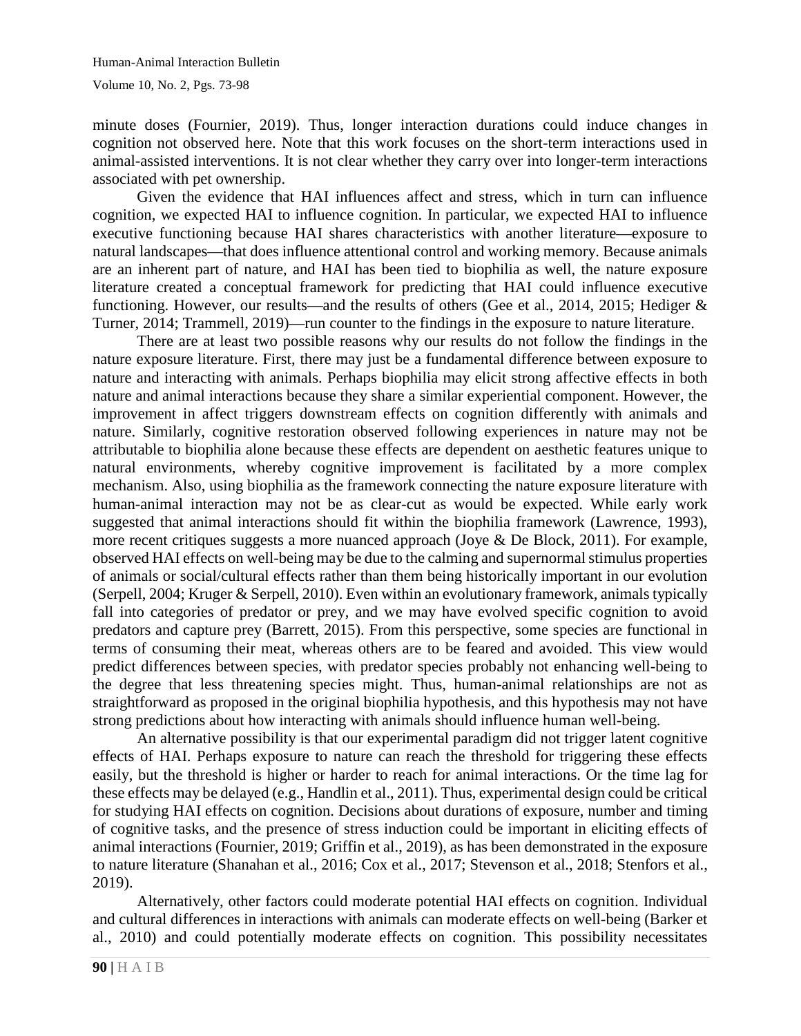minute doses (Fournier, 2019). Thus, longer interaction durations could induce changes in cognition not observed here. Note that this work focuses on the short-term interactions used in animal-assisted interventions. It is not clear whether they carry over into longer-term interactions associated with pet ownership.

Given the evidence that HAI influences affect and stress, which in turn can influence cognition, we expected HAI to influence cognition. In particular, we expected HAI to influence executive functioning because HAI shares characteristics with another literature—exposure to natural landscapes—that does influence attentional control and working memory. Because animals are an inherent part of nature, and HAI has been tied to biophilia as well, the nature exposure literature created a conceptual framework for predicting that HAI could influence executive functioning. However, our results—and the results of others (Gee et al., 2014, 2015; Hediger & Turner, 2014; Trammell, 2019)—run counter to the findings in the exposure to nature literature.

There are at least two possible reasons why our results do not follow the findings in the nature exposure literature. First, there may just be a fundamental difference between exposure to nature and interacting with animals. Perhaps biophilia may elicit strong affective effects in both nature and animal interactions because they share a similar experiential component. However, the improvement in affect triggers downstream effects on cognition differently with animals and nature. Similarly, cognitive restoration observed following experiences in nature may not be attributable to biophilia alone because these effects are dependent on aesthetic features unique to natural environments, whereby cognitive improvement is facilitated by a more complex mechanism. Also, using biophilia as the framework connecting the nature exposure literature with human-animal interaction may not be as clear-cut as would be expected. While early work suggested that animal interactions should fit within the biophilia framework (Lawrence, 1993), more recent critiques suggests a more nuanced approach (Joye & De Block, 2011). For example, observed HAI effects on well-being may be due to the calming and supernormal stimulus properties of animals or social/cultural effects rather than them being historically important in our evolution (Serpell, 2004; Kruger & Serpell, 2010). Even within an evolutionary framework, animals typically fall into categories of predator or prey, and we may have evolved specific cognition to avoid predators and capture prey (Barrett, 2015). From this perspective, some species are functional in terms of consuming their meat, whereas others are to be feared and avoided. This view would predict differences between species, with predator species probably not enhancing well-being to the degree that less threatening species might. Thus, human-animal relationships are not as straightforward as proposed in the original biophilia hypothesis, and this hypothesis may not have strong predictions about how interacting with animals should influence human well-being.

An alternative possibility is that our experimental paradigm did not trigger latent cognitive effects of HAI. Perhaps exposure to nature can reach the threshold for triggering these effects easily, but the threshold is higher or harder to reach for animal interactions. Or the time lag for these effects may be delayed (e.g., Handlin et al., 2011). Thus, experimental design could be critical for studying HAI effects on cognition. Decisions about durations of exposure, number and timing of cognitive tasks, and the presence of stress induction could be important in eliciting effects of animal interactions (Fournier, 2019; Griffin et al., 2019), as has been demonstrated in the exposure to nature literature (Shanahan et al., 2016; Cox et al., 2017; Stevenson et al., 2018; Stenfors et al., 2019).

Alternatively, other factors could moderate potential HAI effects on cognition. Individual and cultural differences in interactions with animals can moderate effects on well-being (Barker et al., 2010) and could potentially moderate effects on cognition. This possibility necessitates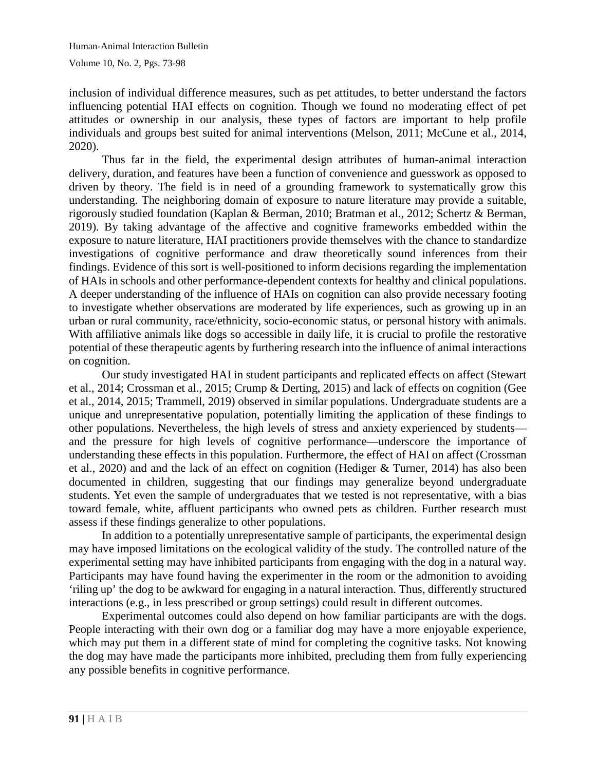inclusion of individual difference measures, such as pet attitudes, to better understand the factors influencing potential HAI effects on cognition. Though we found no moderating effect of pet attitudes or ownership in our analysis, these types of factors are important to help profile individuals and groups best suited for animal interventions (Melson, 2011; McCune et al., 2014, 2020).

Thus far in the field, the experimental design attributes of human-animal interaction delivery, duration, and features have been a function of convenience and guesswork as opposed to driven by theory. The field is in need of a grounding framework to systematically grow this understanding. The neighboring domain of exposure to nature literature may provide a suitable, rigorously studied foundation (Kaplan & Berman, 2010; Bratman et al., 2012; Schertz & Berman, 2019). By taking advantage of the affective and cognitive frameworks embedded within the exposure to nature literature, HAI practitioners provide themselves with the chance to standardize investigations of cognitive performance and draw theoretically sound inferences from their findings. Evidence of this sort is well-positioned to inform decisions regarding the implementation of HAIs in schools and other performance-dependent contexts for healthy and clinical populations. A deeper understanding of the influence of HAIs on cognition can also provide necessary footing to investigate whether observations are moderated by life experiences, such as growing up in an urban or rural community, race/ethnicity, socio-economic status, or personal history with animals. With affiliative animals like dogs so accessible in daily life, it is crucial to profile the restorative potential of these therapeutic agents by furthering research into the influence of animal interactions on cognition.

Our study investigated HAI in student participants and replicated effects on affect (Stewart et al., 2014; Crossman et al., 2015; Crump & Derting, 2015) and lack of effects on cognition (Gee et al., 2014, 2015; Trammell, 2019) observed in similar populations. Undergraduate students are a unique and unrepresentative population, potentially limiting the application of these findings to other populations. Nevertheless, the high levels of stress and anxiety experienced by students—and the pressure for high levels of cognitive performance—underscore the importance of understanding these effects in this population. Furthermore, the effect of HAI on affect (Crossman et al., 2020) and and the lack of an effect on cognition (Hediger & Turner, 2014) has also been documented in children, suggesting that our findings may generalize beyond undergraduate students. Yet even the sample of undergraduates that we tested is not representative, with a bias toward female, white, affluent participants who owned pets as children. Further research must assess if these findings generalize to other populations.

In addition to a potentially unrepresentative sample of participants, the experimental design may have imposed limitations on the ecological validity of the study. The controlled nature of the experimental setting may have inhibited participants from engaging with the dog in a natural way. Participants may have found having the experimenter in the room or the admonition to avoiding 'riling up' the dog to be awkward for engaging in a natural interaction. Thus, differently structured interactions (e.g., in less prescribed or group settings) could result in different outcomes.

Experimental outcomes could also depend on how familiar participants are with the dogs. People interacting with their own dog or a familiar dog may have a more enjoyable experience, which may put them in a different state of mind for completing the cognitive tasks. Not knowing the dog may have made the participants more inhibited, precluding them from fully experiencing any possible benefits in cognitive performance.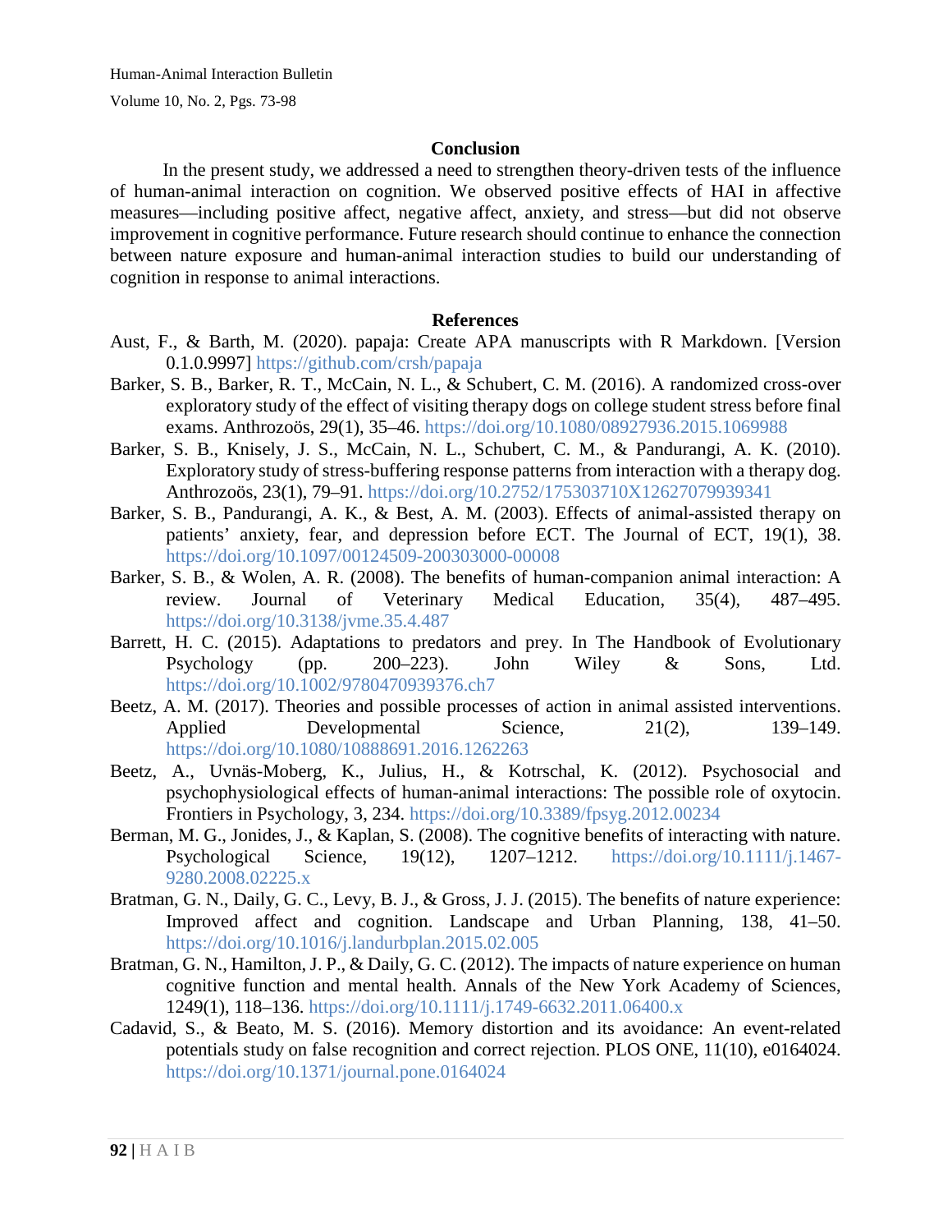## Conclusion

In the present study, we addressed a need to strengthen theory-driven tests of the influence of human-animal interaction on cognition. We observed positive effects of HAI in affective measures—including positive affect, negative affect, anxiety, and stress—but did not observe improvement in cognitive performance. Future research should continue to enhance the connection between nature exposure and human-animal interaction studies to build our understanding of cognition in response to animal interactions.

## References

Aust, F., & Barth, M. (2020). papaja: Create APA manuscripts with R Markdown. [Version 0.1.0.9997] https://github.com/crsh/papaja

Barker, S. B., Barker, R. T., McCain, N. L., & Schubert, C. M. (2016). A randomized cross-over exploratory study of the effect of visiting therapy dogs on college student stress before final exams. Anthrozoös, 29(1), 35–46. https://doi.org/10.1080/08927936.2015.1069988

Barker, S. B., Knisely, J. S., McCain, N. L., Schubert, C. M., & Pandurangi, A. K. (2010). Exploratory study of stress-buffering response patterns from interaction with a therapy dog. Anthrozoös, 23(1), 79–91. https://doi.org/10.2752/175303710X12627079939341

Barker, S. B., Pandurangi, A. K., & Best, A. M. (2003). Effects of animal-assisted therapy on patients' anxiety, fear, and depression before ECT. The Journal of ECT, 19(1), 38. https://doi.org/10.1097/00124509-200303000-00008

Barker, S. B., & Wolen, A. R. (2008). The benefits of human-companion animal interaction: A review. Journal of Veterinary Medical Education, 35(4), 487–495. https://doi.org/10.3138/jvme.35.4.487

Barrett, H. C. (2015). Adaptations to predators and prey. In The Handbook of Evolutionary Psychology (pp. 200–223). John Wiley & Sons, Ltd. https://doi.org/10.1002/9780470939376.ch7

Beetz, A. M. (2017). Theories and possible processes of action in animal assisted interventions. Applied Developmental Science, 21(2), 139–149. https://doi.org/10.1080/10888691.2016.1262263

Beetz, A., Uvnäs-Moberg, K., Julius, H., & Kotrschal, K. (2012). Psychosocial and psychophysiological effects of human-animal interactions: The possible role of oxytocin. Frontiers in Psychology, 3, 234. https://doi.org/10.3389/fpsyg.2012.00234

Berman, M. G., Jonides, J., & Kaplan, S. (2008). The cognitive benefits of interacting with nature. Psychological Science, 19(12), 1207–1212. https://doi.org/10.1111/j.1467-9280.2008.02225.x

Bratman, G. N., Daily, G. C., Levy, B. J., & Gross, J. J. (2015). The benefits of nature experience: Improved affect and cognition. Landscape and Urban Planning, 138, 41–50. https://doi.org/10.1016/j.landurbplan.2015.02.005

Bratman, G. N., Hamilton, J. P., & Daily, G. C. (2012). The impacts of nature experience on human cognitive function and mental health. Annals of the New York Academy of Sciences, 1249(1), 118–136. https://doi.org/10.1111/j.1749-6632.2011.06400.x

Cadavid, S., & Beato, M. S. (2016). Memory distortion and its avoidance: An event-related potentials study on false recognition and correct rejection. PLOS ONE, 11(10), e0164024. https://doi.org/10.1371/journal.pone.0164024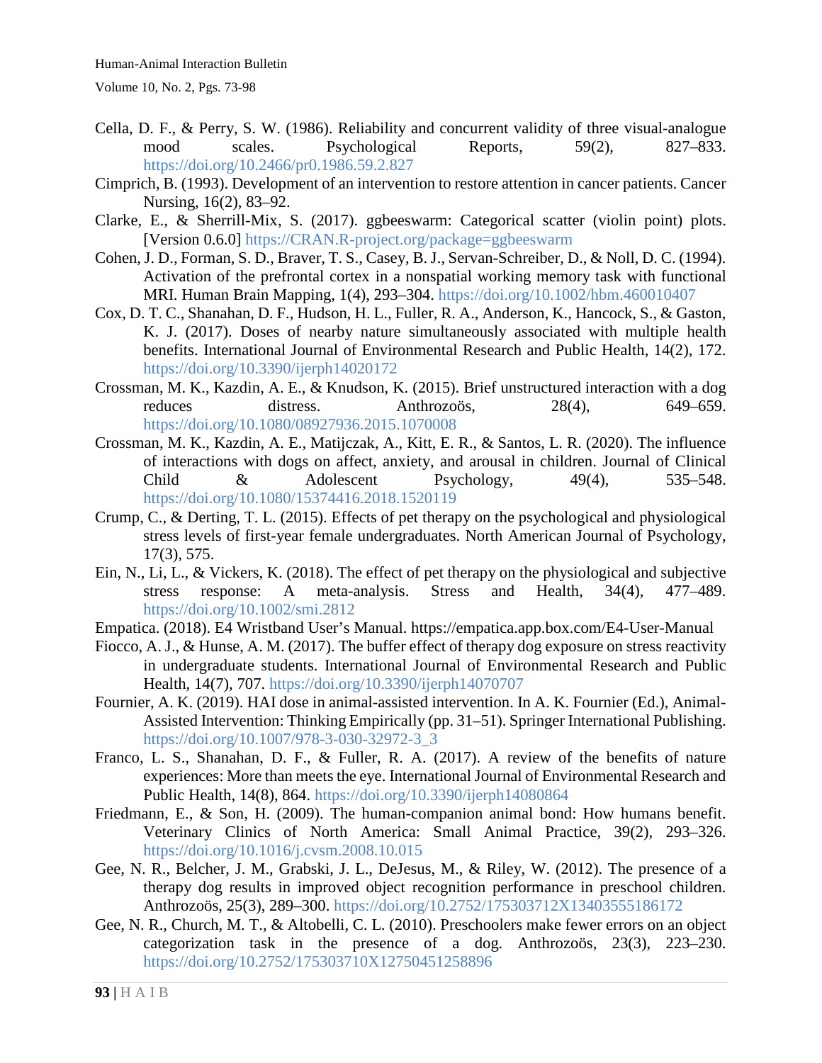Cella, D. F., & Perry, S. W. (1986). Reliability and concurrent validity of three visual-analogue mood scales. Psychological Reports, 59(2), 827–833. https://doi.org/10.2466/pr0.1986.59.2.827

Cimprich, B. (1993). Development of an intervention to restore attention in cancer patients. Cancer Nursing, 16(2), 83–92.

Clarke, E., & Sherrill-Mix, S. (2017). ggbeeswarm: Categorical scatter (violin point) plots. [Version 0.6.0] https://CRAN.R-project.org/package=ggbeeswarm

Cohen, J. D., Forman, S. D., Braver, T. S., Casey, B. J., Servan-Schreiber, D., & Noll, D. C. (1994). Activation of the prefrontal cortex in a nonspatial working memory task with functional MRI. Human Brain Mapping, 1(4), 293–304. https://doi.org/10.1002/hbm.460010407

Cox, D. T. C., Shanahan, D. F., Hudson, H. L., Fuller, R. A., Anderson, K., Hancock, S., & Gaston, K. J. (2017). Doses of nearby nature simultaneously associated with multiple health benefits. International Journal of Environmental Research and Public Health, 14(2), 172. https://doi.org/10.3390/ijerph14020172

Crossman, M. K., Kazdin, A. E., & Knudson, K. (2015). Brief unstructured interaction with a dog reduces distress. Anthrozoös, 28(4), 649–659. https://doi.org/10.1080/08927936.2015.1070008

Crossman, M. K., Kazdin, A. E., Matijczak, A., Kitt, E. R., & Santos, L. R. (2020). The influence of interactions with dogs on affect, anxiety, and arousal in children. Journal of Clinical Child & Adolescent Psychology, 49(4), 535–548. https://doi.org/10.1080/15374416.2018.1520119

Crump, C., & Derting, T. L. (2015). Effects of pet therapy on the psychological and physiological stress levels of first-year female undergraduates. North American Journal of Psychology, 17(3), 575.

Ein, N., Li, L., & Vickers, K. (2018). The effect of pet therapy on the physiological and subjective stress response: A meta-analysis. Stress and Health, 34(4), 477–489. https://doi.org/10.1002/smi.2812

Empatica. (2018). E4 Wristband User's Manual. https://empatica.app.box.com/E4-User-Manual

Fiocco, A. J., & Hunse, A. M. (2017). The buffer effect of therapy dog exposure on stress reactivity in undergraduate students. International Journal of Environmental Research and Public Health, 14(7), 707. https://doi.org/10.3390/ijerph14070707

Fournier, A. K. (2019). HAI dose in animal-assisted intervention. In A. K. Fournier (Ed.), Animal-Assisted Intervention: Thinking Empirically (pp. 31–51). Springer International Publishing. https://doi.org/10.1007/978-3-030-32972-3_3

Franco, L. S., Shanahan, D. F., & Fuller, R. A. (2017). A review of the benefits of nature experiences: More than meets the eye. International Journal of Environmental Research and Public Health, 14(8), 864. https://doi.org/10.3390/ijerph14080864

Friedmann, E., & Son, H. (2009). The human-companion animal bond: How humans benefit. Veterinary Clinics of North America: Small Animal Practice, 39(2), 293–326. https://doi.org/10.1016/j.cvsm.2008.10.015

Gee, N. R., Belcher, J. M., Grabski, J. L., DeJesus, M., & Riley, W. (2012). The presence of a therapy dog results in improved object recognition performance in preschool children. Anthrozoös, 25(3), 289–300. https://doi.org/10.2752/175303712X13403555186172

Gee, N. R., Church, M. T., & Altobelli, C. L. (2010). Preschoolers make fewer errors on an object categorization task in the presence of a dog. Anthrozoös, 23(3), 223–230. https://doi.org/10.2752/175303710X12750451258896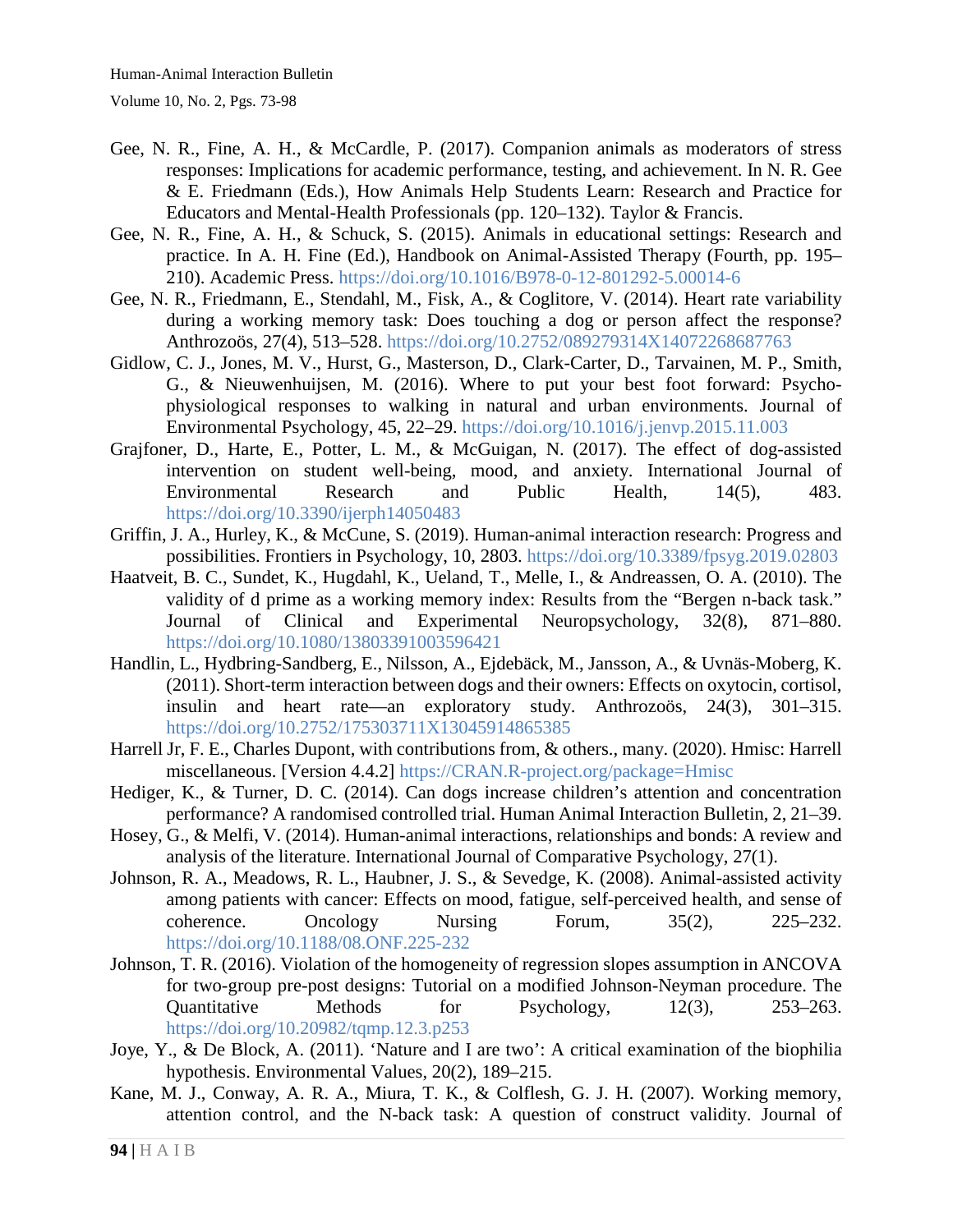Gee, N. R., Fine, A. H., & McCardle, P. (2017). Companion animals as moderators of stress responses: Implications for academic performance, testing, and achievement. In N. R. Gee & E. Friedmann (Eds.), How Animals Help Students Learn: Research and Practice for Educators and Mental-Health Professionals (pp. 120–132). Taylor & Francis.

Gee, N. R., Fine, A. H., & Schuck, S. (2015). Animals in educational settings: Research and practice. In A. H. Fine (Ed.), Handbook on Animal-Assisted Therapy (Fourth, pp. 195–210). Academic Press. https://doi.org/10.1016/B978-0-12-801292-5.00014-6

Gee, N. R., Friedmann, E., Stendahl, M., Fisk, A., & Coglitore, V. (2014). Heart rate variability during a working memory task: Does touching a dog or person affect the response? Anthrozoös, 27(4), 513–528. https://doi.org/10.2752/089279314X14072268687763

Gidlow, C. J., Jones, M. V., Hurst, G., Masterson, D., Clark-Carter, D., Tarvainen, M. P., Smith, G., & Nieuwenhuijsen, M. (2016). Where to put your best foot forward: Psycho-physiological responses to walking in natural and urban environments. Journal of Environmental Psychology, 45, 22–29. https://doi.org/10.1016/j.jenvp.2015.11.003

Grajfoner, D., Harte, E., Potter, L. M., & McGuigan, N. (2017). The effect of dog-assisted intervention on student well-being, mood, and anxiety. International Journal of Environmental Research and Public Health, 14(5), 483. https://doi.org/10.3390/ijerph14050483

Griffin, J. A., Hurley, K., & McCune, S. (2019). Human-animal interaction research: Progress and possibilities. Frontiers in Psychology, 10, 2803. https://doi.org/10.3389/fpsyg.2019.02803

Haatveit, B. C., Sundet, K., Hugdahl, K., Ueland, T., Melle, I., & Andreassen, O. A. (2010). The validity of d prime as a working memory index: Results from the "Bergen n-back task." Journal of Clinical and Experimental Neuropsychology, 32(8), 871–880. https://doi.org/10.1080/13803391003596421

Handlin, L., Hydbring-Sandberg, E., Nilsson, A., Ejdebäck, M., Jansson, A., & Uvnäs-Moberg, K. (2011). Short-term interaction between dogs and their owners: Effects on oxytocin, cortisol, insulin and heart rate—an exploratory study. Anthrozoös, 24(3), 301–315. https://doi.org/10.2752/175303711X13045914865385

Harrell Jr, F. E., Charles Dupont, with contributions from, & others., many. (2020). Hmisc: Harrell miscellaneous. [Version 4.4.2] https://CRAN.R-project.org/package=Hmisc

Hediger, K., & Turner, D. C. (2014). Can dogs increase children's attention and concentration performance? A randomised controlled trial. Human Animal Interaction Bulletin, 2, 21–39.

Hosey, G., & Melfi, V. (2014). Human-animal interactions, relationships and bonds: A review and analysis of the literature. International Journal of Comparative Psychology, 27(1).

Johnson, R. A., Meadows, R. L., Haubner, J. S., & Sevedge, K. (2008). Animal-assisted activity among patients with cancer: Effects on mood, fatigue, self-perceived health, and sense of coherence. Oncology Nursing Forum, 35(2), 225–232. https://doi.org/10.1188/08.ONF.225-232

Johnson, T. R. (2016). Violation of the homogeneity of regression slopes assumption in ANCOVA for two-group pre-post designs: Tutorial on a modified Johnson-Neyman procedure. The Quantitative Methods for Psychology, 12(3), 253–263. https://doi.org/10.20982/tqmp.12.3.p253

Joye, Y., & De Block, A. (2011). 'Nature and I are two': A critical examination of the biophilia hypothesis. Environmental Values, 20(2), 189–215.

Kane, M. J., Conway, A. R. A., Miura, T. K., & Colflesh, G. J. H. (2007). Working memory, attention control, and the N-back task: A question of construct validity. Journal of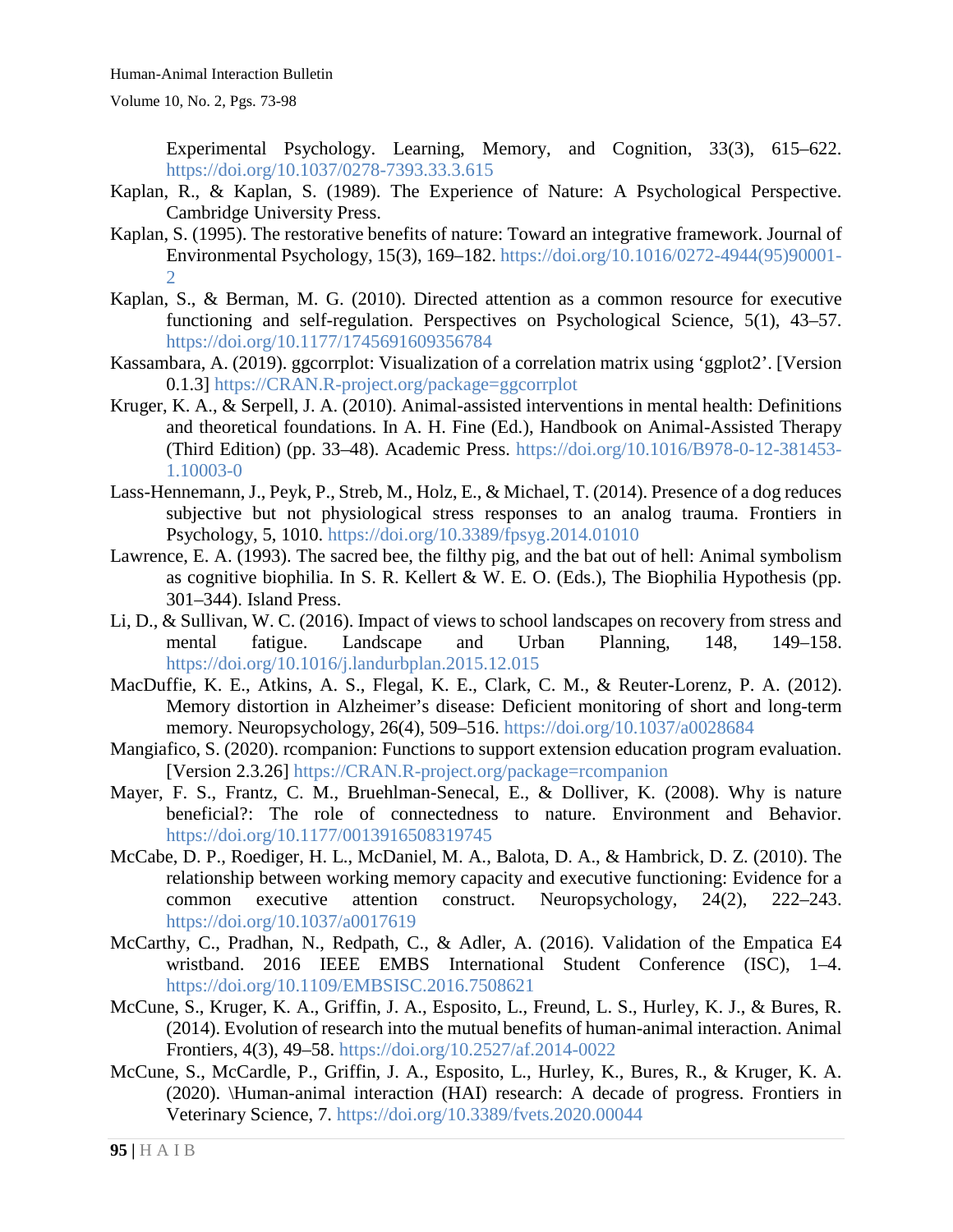Experimental Psychology. Learning, Memory, and Cognition, 33(3), 615–622. https://doi.org/10.1037/0278-7393.33.3.615

Kaplan, R., & Kaplan, S. (1989). The Experience of Nature: A Psychological Perspective. Cambridge University Press.

Kaplan, S. (1995). The restorative benefits of nature: Toward an integrative framework. Journal of Environmental Psychology, 15(3), 169–182. https://doi.org/10.1016/0272-4944(95)90001-2

Kaplan, S., & Berman, M. G. (2010). Directed attention as a common resource for executive functioning and self-regulation. Perspectives on Psychological Science, 5(1), 43–57. https://doi.org/10.1177/1745691609356784

Kassambara, A. (2019). ggcorrplot: Visualization of a correlation matrix using 'ggplot2'. [Version 0.1.3] https://CRAN.R-project.org/package=ggcorrplot

Kruger, K. A., & Serpell, J. A. (2010). Animal-assisted interventions in mental health: Definitions and theoretical foundations. In A. H. Fine (Ed.), Handbook on Animal-Assisted Therapy (Third Edition) (pp. 33–48). Academic Press. https://doi.org/10.1016/B978-0-12-381453-1.10003-0

Lass-Hennemann, J., Peyk, P., Streb, M., Holz, E., & Michael, T. (2014). Presence of a dog reduces subjective but not physiological stress responses to an analog trauma. Frontiers in Psychology, 5, 1010. https://doi.org/10.3389/fpsyg.2014.01010

Lawrence, E. A. (1993). The sacred bee, the filthy pig, and the bat out of hell: Animal symbolism as cognitive biophilia. In S. R. Kellert & W. E. O. (Eds.), The Biophilia Hypothesis (pp. 301–344). Island Press.

Li, D., & Sullivan, W. C. (2016). Impact of views to school landscapes on recovery from stress and mental fatigue. Landscape and Urban Planning, 148, 149–158. https://doi.org/10.1016/j.landurbplan.2015.12.015

MacDuffie, K. E., Atkins, A. S., Flegal, K. E., Clark, C. M., & Reuter-Lorenz, P. A. (2012). Memory distortion in Alzheimer's disease: Deficient monitoring of short and long-term memory. Neuropsychology, 26(4), 509–516. https://doi.org/10.1037/a0028684

Mangiafico, S. (2020). rcompanion: Functions to support extension education program evaluation. [Version 2.3.26] https://CRAN.R-project.org/package=rcompanion

Mayer, F. S., Frantz, C. M., Bruehlman-Senecal, E., & Dolliver, K. (2008). Why is nature beneficial?: The role of connectedness to nature. Environment and Behavior. https://doi.org/10.1177/0013916508319745

McCabe, D. P., Roediger, H. L., McDaniel, M. A., Balota, D. A., & Hambrick, D. Z. (2010). The relationship between working memory capacity and executive functioning: Evidence for a common executive attention construct. Neuropsychology, 24(2), 222–243. https://doi.org/10.1037/a0017619

McCarthy, C., Pradhan, N., Redpath, C., & Adler, A. (2016). Validation of the Empatica E4 wristband. 2016 IEEE EMBS International Student Conference (ISC), 1–4. https://doi.org/10.1109/EMBSISC.2016.7508621

McCune, S., Kruger, K. A., Griffin, J. A., Esposito, L., Freund, L. S., Hurley, K. J., & Bures, R. (2014). Evolution of research into the mutual benefits of human-animal interaction. Animal Frontiers, 4(3), 49–58. https://doi.org/10.2527/af.2014-0022

McCune, S., McCardle, P., Griffin, J. A., Esposito, L., Hurley, K., Bures, R., & Kruger, K. A. (2020). \Human-animal interaction (HAI) research: A decade of progress. Frontiers in Veterinary Science, 7. https://doi.org/10.3389/fvets.2020.00044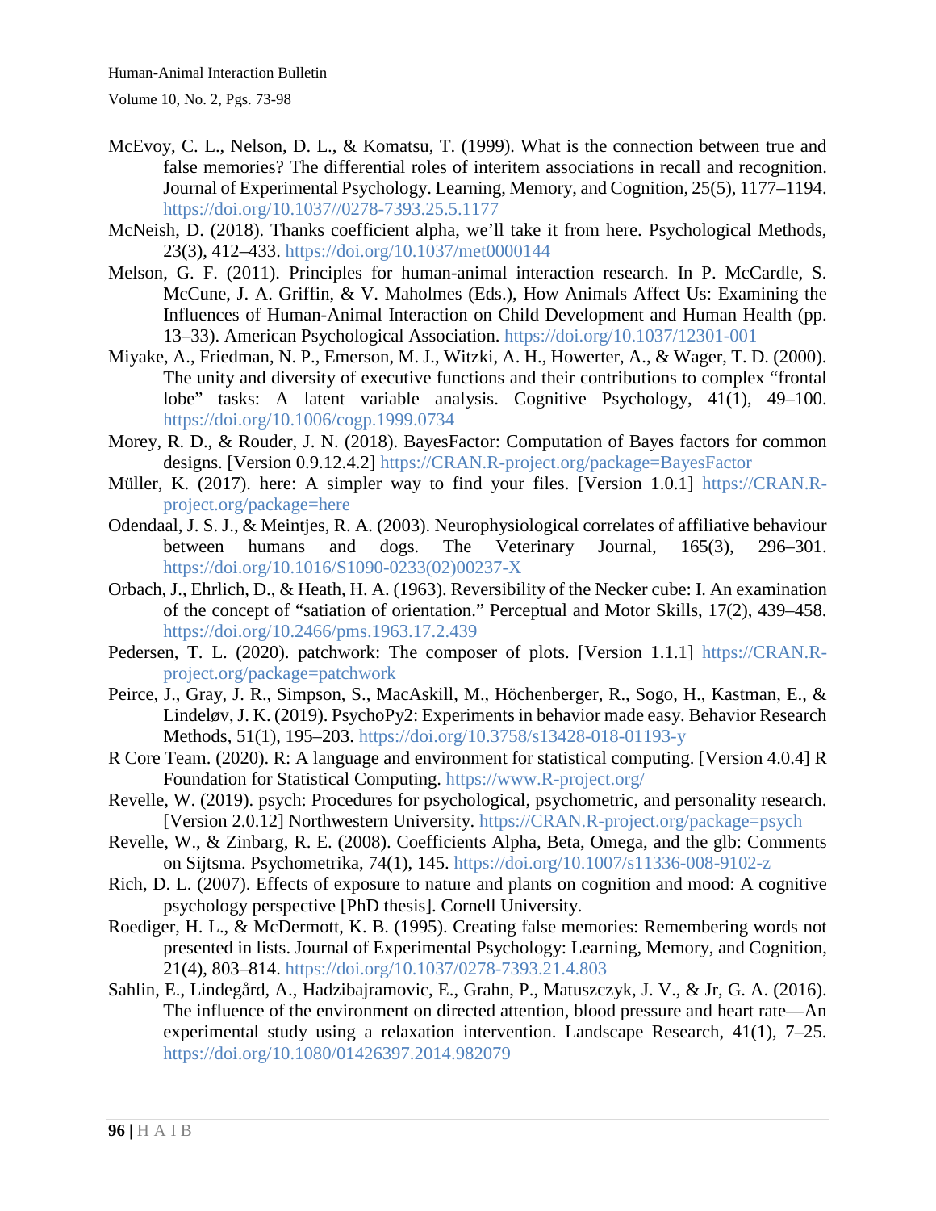McEvoy, C. L., Nelson, D. L., & Komatsu, T. (1999). What is the connection between true and false memories? The differential roles of interitem associations in recall and recognition. Journal of Experimental Psychology. Learning, Memory, and Cognition, 25(5), 1177–1194. https://doi.org/10.1037//0278-7393.25.5.1177

McNeish, D. (2018). Thanks coefficient alpha, we'll take it from here. Psychological Methods, 23(3), 412–433. https://doi.org/10.1037/met0000144

Melson, G. F. (2011). Principles for human-animal interaction research. In P. McCardle, S. McCune, J. A. Griffin, & V. Maholmes (Eds.), How Animals Affect Us: Examining the Influences of Human-Animal Interaction on Child Development and Human Health (pp. 13–33). American Psychological Association. https://doi.org/10.1037/12301-001

Miyake, A., Friedman, N. P., Emerson, M. J., Witzki, A. H., Howerter, A., & Wager, T. D. (2000). The unity and diversity of executive functions and their contributions to complex "frontal lobe" tasks: A latent variable analysis. Cognitive Psychology, 41(1), 49–100. https://doi.org/10.1006/cogp.1999.0734

Morey, R. D., & Rouder, J. N. (2018). BayesFactor: Computation of Bayes factors for common designs. [Version 0.9.12.4.2] https://CRAN.R-project.org/package=BayesFactor

Müller, K. (2017). here: A simpler way to find your files. [Version 1.0.1] https://CRAN.R-project.org/package=here

Odendaal, J. S. J., & Meintjes, R. A. (2003). Neurophysiological correlates of affiliative behaviour between humans and dogs. The Veterinary Journal, 165(3), 296–301. https://doi.org/10.1016/S1090-0233(02)00237-X

Orbach, J., Ehrlich, D., & Heath, H. A. (1963). Reversibility of the Necker cube: I. An examination of the concept of "satiation of orientation." Perceptual and Motor Skills, 17(2), 439–458. https://doi.org/10.2466/pms.1963.17.2.439

Pedersen, T. L. (2020). patchwork: The composer of plots. [Version 1.1.1] https://CRAN.R-project.org/package=patchwork

Peirce, J., Gray, J. R., Simpson, S., MacAskill, M., Höchenberger, R., Sogo, H., Kastman, E., & Lindeløv, J. K. (2019). PsychoPy2: Experiments in behavior made easy. Behavior Research Methods, 51(1), 195–203. https://doi.org/10.3758/s13428-018-01193-y

R Core Team. (2020). R: A language and environment for statistical computing. [Version 4.0.4] R Foundation for Statistical Computing. https://www.R-project.org/

Revelle, W. (2019). psych: Procedures for psychological, psychometric, and personality research. [Version 2.0.12] Northwestern University. https://CRAN.R-project.org/package=psych

Revelle, W., & Zinbarg, R. E. (2008). Coefficients Alpha, Beta, Omega, and the glb: Comments on Sijtsma. Psychometrika, 74(1), 145. https://doi.org/10.1007/s11336-008-9102-z

Rich, D. L. (2007). Effects of exposure to nature and plants on cognition and mood: A cognitive psychology perspective [PhD thesis]. Cornell University.

Roediger, H. L., & McDermott, K. B. (1995). Creating false memories: Remembering words not presented in lists. Journal of Experimental Psychology: Learning, Memory, and Cognition, 21(4), 803–814. https://doi.org/10.1037/0278-7393.21.4.803

Sahlin, E., Lindegård, A., Hadzibajramovic, E., Grahn, P., Matuszczyk, J. V., & Jr, G. A. (2016). The influence of the environment on directed attention, blood pressure and heart rate—An experimental study using a relaxation intervention. Landscape Research, 41(1), 7–25. https://doi.org/10.1080/01426397.2014.982079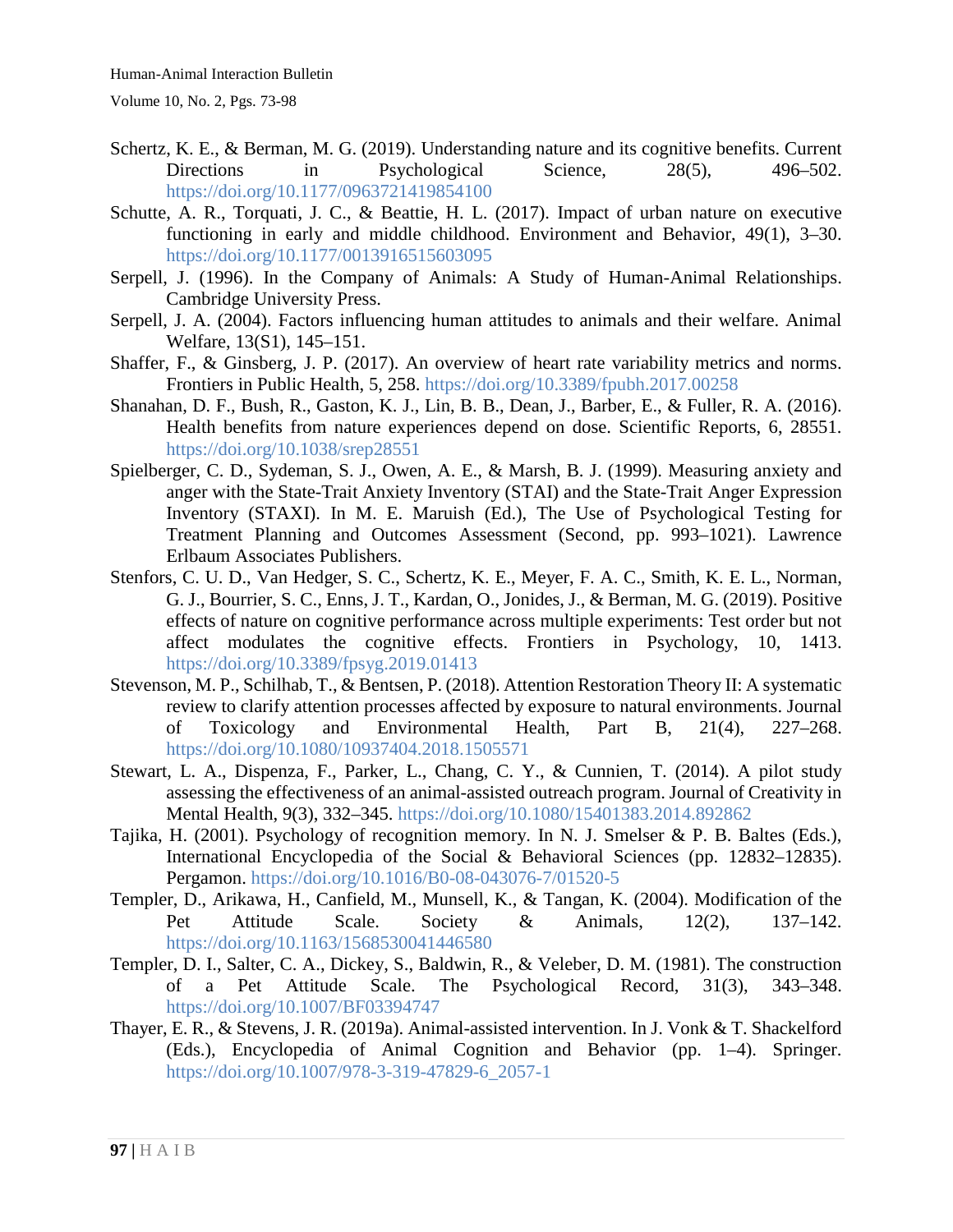Schertz, K. E., & Berman, M. G. (2019). Understanding nature and its cognitive benefits. Current Directions in Psychological Science, 28(5), 496–502. https://doi.org/10.1177/0963721419854100

Schutte, A. R., Torquati, J. C., & Beattie, H. L. (2017). Impact of urban nature on executive functioning in early and middle childhood. Environment and Behavior, 49(1), 3–30. https://doi.org/10.1177/0013916515603095

Serpell, J. (1996). In the Company of Animals: A Study of Human-Animal Relationships. Cambridge University Press.

Serpell, J. A. (2004). Factors influencing human attitudes to animals and their welfare. Animal Welfare, 13(S1), 145–151.

Shaffer, F., & Ginsberg, J. P. (2017). An overview of heart rate variability metrics and norms. Frontiers in Public Health, 5, 258. https://doi.org/10.3389/fpubh.2017.00258

Shanahan, D. F., Bush, R., Gaston, K. J., Lin, B. B., Dean, J., Barber, E., & Fuller, R. A. (2016). Health benefits from nature experiences depend on dose. Scientific Reports, 6, 28551. https://doi.org/10.1038/srep28551

Spielberger, C. D., Sydeman, S. J., Owen, A. E., & Marsh, B. J. (1999). Measuring anxiety and anger with the State-Trait Anxiety Inventory (STAI) and the State-Trait Anger Expression Inventory (STAXI). In M. E. Maruish (Ed.), The Use of Psychological Testing for Treatment Planning and Outcomes Assessment (Second, pp. 993–1021). Lawrence Erlbaum Associates Publishers.

Stenfors, C. U. D., Van Hedger, S. C., Schertz, K. E., Meyer, F. A. C., Smith, K. E. L., Norman, G. J., Bourrier, S. C., Enns, J. T., Kardan, O., Jonides, J., & Berman, M. G. (2019). Positive effects of nature on cognitive performance across multiple experiments: Test order but not affect modulates the cognitive effects. Frontiers in Psychology, 10, 1413. https://doi.org/10.3389/fpsyg.2019.01413

Stevenson, M. P., Schilhab, T., & Bentsen, P. (2018). Attention Restoration Theory II: A systematic review to clarify attention processes affected by exposure to natural environments. Journal of Toxicology and Environmental Health, Part B, 21(4), 227–268. https://doi.org/10.1080/10937404.2018.1505571

Stewart, L. A., Dispenza, F., Parker, L., Chang, C. Y., & Cunnien, T. (2014). A pilot study assessing the effectiveness of an animal-assisted outreach program. Journal of Creativity in Mental Health, 9(3), 332–345. https://doi.org/10.1080/15401383.2014.892862

Tajika, H. (2001). Psychology of recognition memory. In N. J. Smelser & P. B. Baltes (Eds.), International Encyclopedia of the Social & Behavioral Sciences (pp. 12832–12835). Pergamon. https://doi.org/10.1016/B0-08-043076-7/01520-5

Templer, D., Arikawa, H., Canfield, M., Munsell, K., & Tangan, K. (2004). Modification of the Pet Attitude Scale. Society & Animals, 12(2), 137–142. https://doi.org/10.1163/1568530041446580

Templer, D. I., Salter, C. A., Dickey, S., Baldwin, R., & Veleber, D. M. (1981). The construction of a Pet Attitude Scale. The Psychological Record, 31(3), 343–348. https://doi.org/10.1007/BF03394747

Thayer, E. R., & Stevens, J. R. (2019a). Animal-assisted intervention. In J. Vonk & T. Shackelford (Eds.), Encyclopedia of Animal Cognition and Behavior (pp. 1–4). Springer. https://doi.org/10.1007/978-3-319-47829-6_2057-1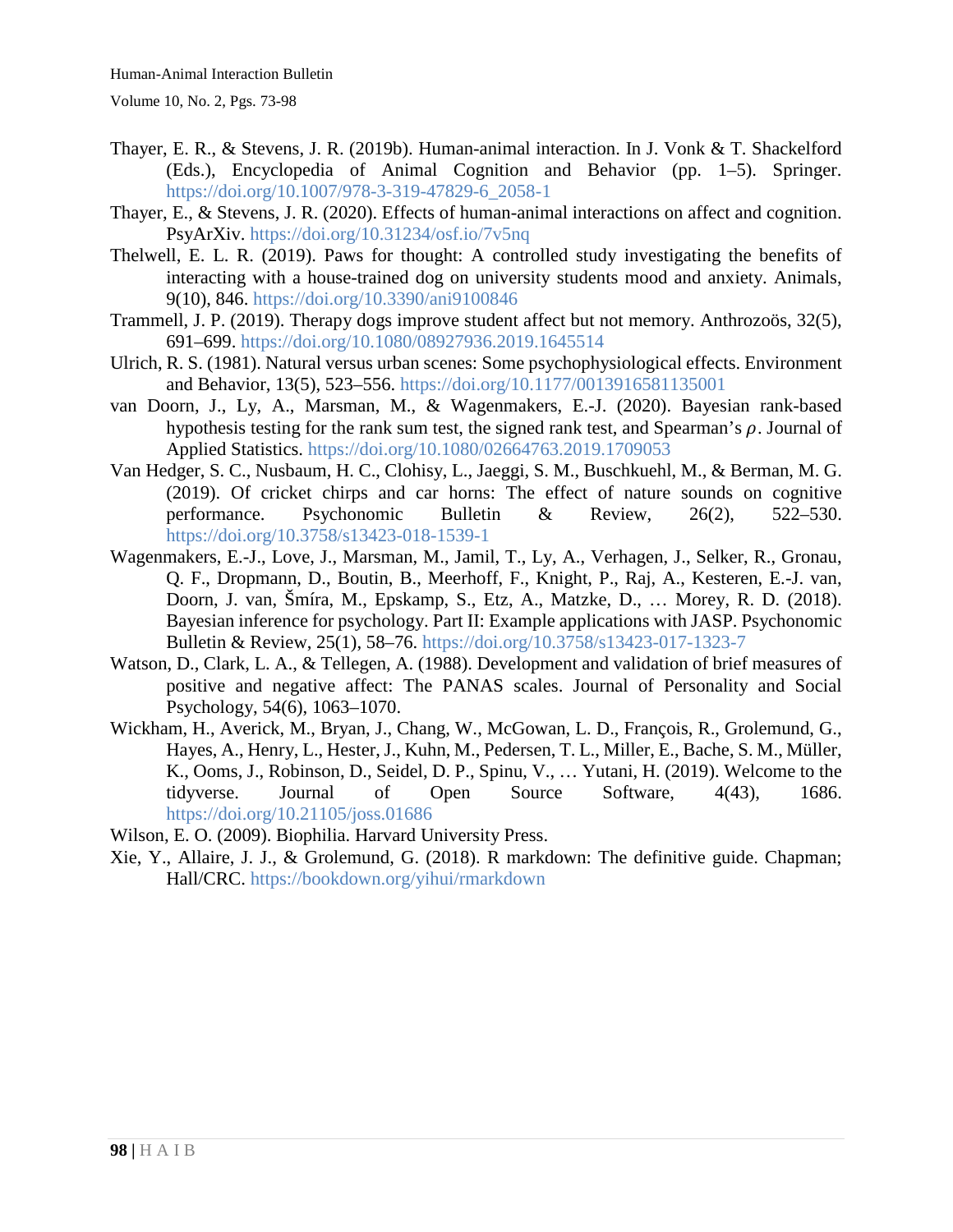Thayer, E. R., & Stevens, J. R. (2019b). Human-animal interaction. In J. Vonk & T. Shackelford (Eds.), Encyclopedia of Animal Cognition and Behavior (pp. 1–5). Springer. https://doi.org/10.1007/978-3-319-47829-6_2058-1

Thayer, E., & Stevens, J. R. (2020). Effects of human-animal interactions on affect and cognition. PsyArXiv. https://doi.org/10.31234/osf.io/7v5nq

Thelwell, E. L. R. (2019). Paws for thought: A controlled study investigating the benefits of interacting with a house-trained dog on university students mood and anxiety. Animals, 9(10), 846. https://doi.org/10.3390/ani9100846

Trammell, J. P. (2019). Therapy dogs improve student affect but not memory. Anthrozoös, 32(5), 691–699. https://doi.org/10.1080/08927936.2019.1645514

Ulrich, R. S. (1981). Natural versus urban scenes: Some psychophysiological effects. Environment and Behavior, 13(5), 523–556. https://doi.org/10.1177/0013916581135001

van Doorn, J., Ly, A., Marsman, M., & Wagenmakers, E.-J. (2020). Bayesian rank-based hypothesis testing for the rank sum test, the signed rank test, and Spearman's $\rho$. Journal of Applied Statistics. https://doi.org/10.1080/02664763.2019.1709053

Van Hedger, S. C., Nusbaum, H. C., Clohisy, L., Jaeggi, S. M., Buschkuehl, M., & Berman, M. G. (2019). Of cricket chirps and car horns: The effect of nature sounds on cognitive performance. Psychonomic Bulletin & Review, 26(2), 522–530. https://doi.org/10.3758/s13423-018-1539-1

Wagenmakers, E.-J., Love, J., Marsman, M., Jamil, T., Ly, A., Verhagen, J., Selker, R., Gronau, Q. F., Dropmann, D., Boutin, B., Meerhoff, F., Knight, P., Raj, A., Kesteren, E.-J. van, Doorn, J. van, Šmíra, M., Epskamp, S., Etz, A., Matzke, D., … Morey, R. D. (2018). Bayesian inference for psychology. Part II: Example applications with JASP. Psychonomic Bulletin & Review, 25(1), 58–76. https://doi.org/10.3758/s13423-017-1323-7

Watson, D., Clark, L. A., & Tellegen, A. (1988). Development and validation of brief measures of positive and negative affect: The PANAS scales. Journal of Personality and Social Psychology, 54(6), 1063–1070.

Wickham, H., Averick, M., Bryan, J., Chang, W., McGowan, L. D., François, R., Grolemund, G., Hayes, A., Henry, L., Hester, J., Kuhn, M., Pedersen, T. L., Miller, E., Bache, S. M., Müller, K., Ooms, J., Robinson, D., Seidel, D. P., Spinu, V., … Yutani, H. (2019). Welcome to the tidyverse. Journal of Open Source Software, 4(43), 1686. https://doi.org/10.21105/joss.01686

Wilson, E. O. (2009). Biophilia. Harvard University Press.

Xie, Y., Allaire, J. J., & Grolemund, G. (2018). R markdown: The definitive guide. Chapman; Hall/CRC. https://bookdown.org/yihui/rmarkdown